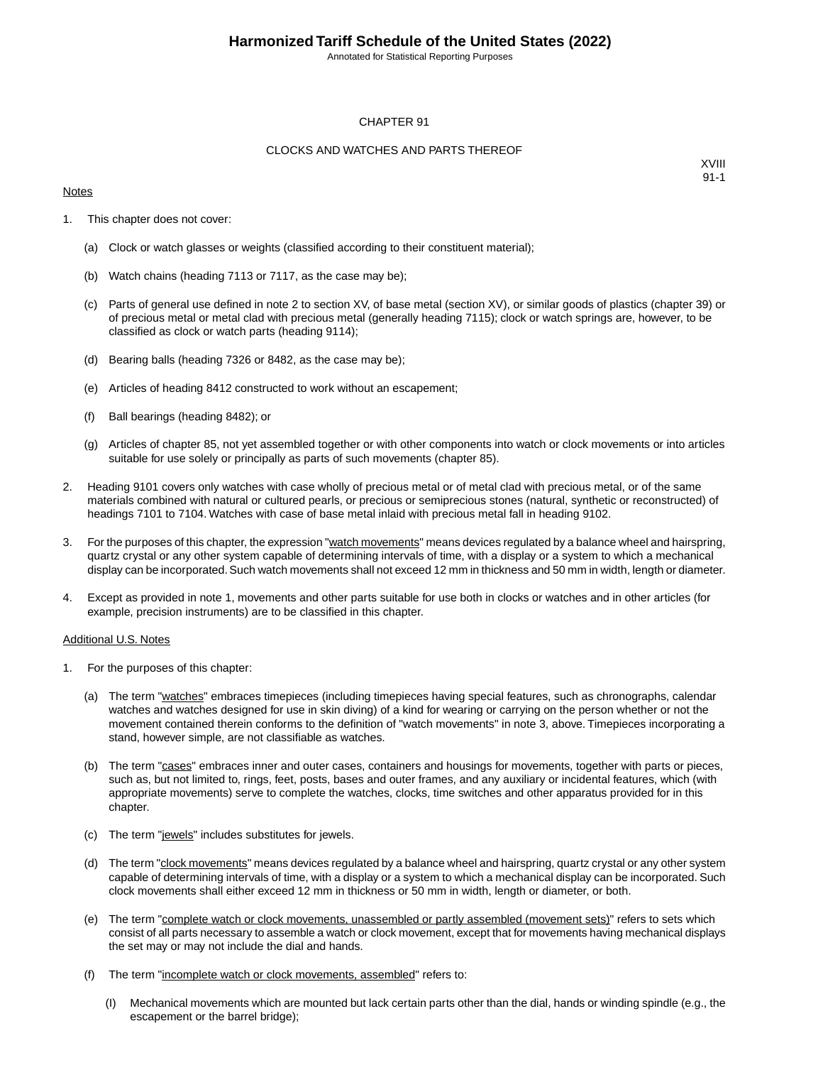# Harmonized Tariff Schedule of the United States (2022)

Annotated for Statistical Reporting Purposes

CHAPTER 91

CLOCKS AND WATCHES AND PARTS THEREOF

XVIII
91-1

Notes

1. This chapter does not cover:

   (a) Clock or watch glasses or weights (classified according to their constituent material);

   (b) Watch chains (heading 7113 or 7117, as the case may be);

   (c) Parts of general use defined in note 2 to section XV, of base metal (section XV), or similar goods of plastics (chapter 39) or of precious metal or metal clad with precious metal (generally heading 7115); clock or watch springs are, however, to be classified as clock or watch parts (heading 9114);

   (d) Bearing balls (heading 7326 or 8482, as the case may be);

   (e) Articles of heading 8412 constructed to work without an escapement;

   (f) Ball bearings (heading 8482); or

   (g) Articles of chapter 85, not yet assembled together or with other components into watch or clock movements or into articles suitable for use solely or principally as parts of such movements (chapter 85).

2. Heading 9101 covers only watches with case wholly of precious metal or of metal clad with precious metal, or of the same materials combined with natural or cultured pearls, or precious or semiprecious stones (natural, synthetic or reconstructed) of headings 7101 to 7104. Watches with case of base metal inlaid with precious metal fall in heading 9102.

3. For the purposes of this chapter, the expression "watch movements" means devices regulated by a balance wheel and hairspring, quartz crystal or any other system capable of determining intervals of time, with a display or a system to which a mechanical display can be incorporated. Such watch movements shall not exceed 12 mm in thickness and 50 mm in width, length or diameter.

4. Except as provided in note 1, movements and other parts suitable for use both in clocks or watches and in other articles (for example, precision instruments) are to be classified in this chapter.

Additional U.S. Notes

1. For the purposes of this chapter:

   (a) The term "watches" embraces timepieces (including timepieces having special features, such as chronographs, calendar watches and watches designed for use in skin diving) of a kind for wearing or carrying on the person whether or not the movement contained therein conforms to the definition of "watch movements" in note 3, above. Timepieces incorporating a stand, however simple, are not classifiable as watches.

   (b) The term "cases" embraces inner and outer cases, containers and housings for movements, together with parts or pieces, such as, but not limited to, rings, feet, posts, bases and outer frames, and any auxiliary or incidental features, which (with appropriate movements) serve to complete the watches, clocks, time switches and other apparatus provided for in this chapter.

   (c) The term "jewels" includes substitutes for jewels.

   (d) The term "clock movements" means devices regulated by a balance wheel and hairspring, quartz crystal or any other system capable of determining intervals of time, with a display or a system to which a mechanical display can be incorporated. Such clock movements shall either exceed 12 mm in thickness or 50 mm in width, length or diameter, or both.

   (e) The term "complete watch or clock movements, unassembled or partly assembled (movement sets)" refers to sets which consist of all parts necessary to assemble a watch or clock movement, except that for movements having mechanical displays the set may or may not include the dial and hands.

   (f) The term "incomplete watch or clock movements, assembled" refers to:

      (I) Mechanical movements which are mounted but lack certain parts other than the dial, hands or winding spindle (e.g., the escapement or the barrel bridge);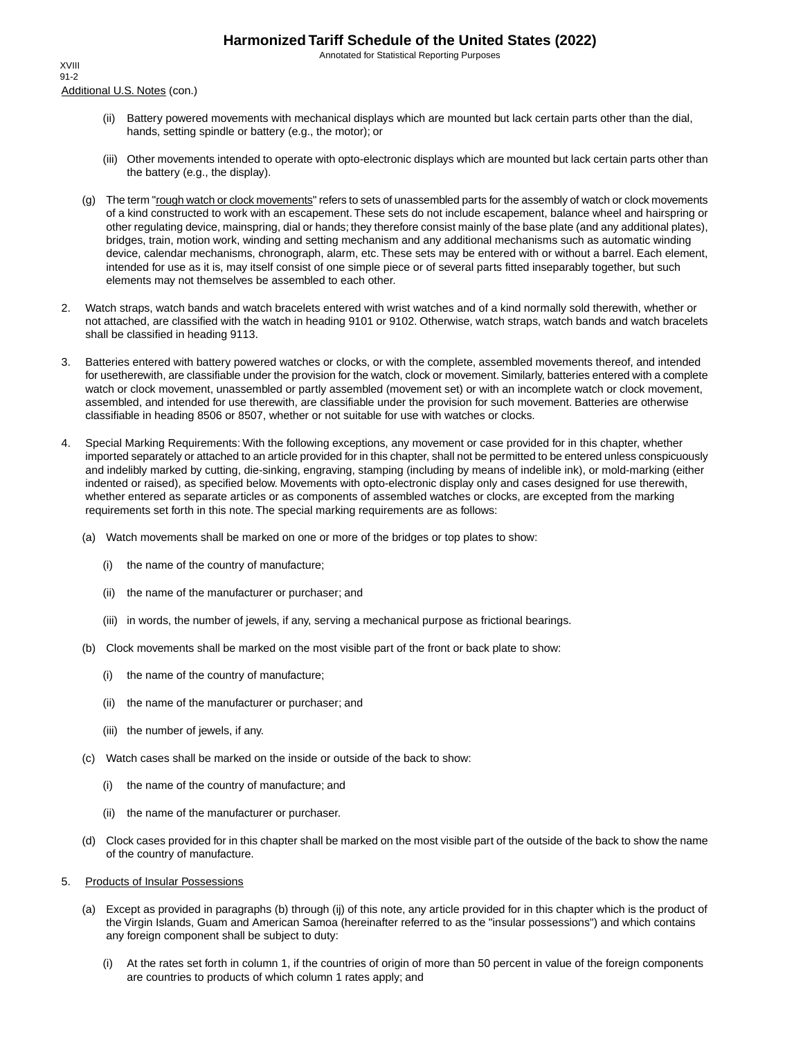Additional U.S. Notes (con.)

(ii) Battery powered movements with mechanical displays which are mounted but lack certain parts other than the dial, hands, setting spindle or battery (e.g., the motor); or

(iii) Other movements intended to operate with opto-electronic displays which are mounted but lack certain parts other than the battery (e.g., the display).

(g) The term "rough watch or clock movements" refers to sets of unassembled parts for the assembly of watch or clock movements of a kind constructed to work with an escapement. These sets do not include escapement, balance wheel and hairspring or other regulating device, mainspring, dial or hands; they therefore consist mainly of the base plate (and any additional plates), bridges, train, motion work, winding and setting mechanism and any additional mechanisms such as automatic winding device, calendar mechanisms, chronograph, alarm, etc. These sets may be entered with or without a barrel. Each element, intended for use as it is, may itself consist of one simple piece or of several parts fitted inseparably together, but such elements may not themselves be assembled to each other.

2. Watch straps, watch bands and watch bracelets entered with wrist watches and of a kind normally sold therewith, whether or not attached, are classified with the watch in heading 9101 or 9102. Otherwise, watch straps, watch bands and watch bracelets shall be classified in heading 9113.

3. Batteries entered with battery powered watches or clocks, or with the complete, assembled movements thereof, and intended for usetherewith, are classifiable under the provision for the watch, clock or movement. Similarly, batteries entered with a complete watch or clock movement, unassembled or partly assembled (movement set) or with an incomplete watch or clock movement, assembled, and intended for use therewith, are classifiable under the provision for such movement. Batteries are otherwise classifiable in heading 8506 or 8507, whether or not suitable for use with watches or clocks.

4. Special Marking Requirements: With the following exceptions, any movement or case provided for in this chapter, whether imported separately or attached to an article provided for in this chapter, shall not be permitted to be entered unless conspicuously and indelibly marked by cutting, die-sinking, engraving, stamping (including by means of indelible ink), or mold-marking (either indented or raised), as specified below. Movements with opto-electronic display only and cases designed for use therewith, whether entered as separate articles or as components of assembled watches or clocks, are excepted from the marking requirements set forth in this note. The special marking requirements are as follows:

(a) Watch movements shall be marked on one or more of the bridges or top plates to show:

(i) the name of the country of manufacture;

(ii) the name of the manufacturer or purchaser; and

(iii) in words, the number of jewels, if any, serving a mechanical purpose as frictional bearings.

(b) Clock movements shall be marked on the most visible part of the front or back plate to show:

(i) the name of the country of manufacture;

(ii) the name of the manufacturer or purchaser; and

(iii) the number of jewels, if any.

(c) Watch cases shall be marked on the inside or outside of the back to show:

(i) the name of the country of manufacture; and

(ii) the name of the manufacturer or purchaser.

(d) Clock cases provided for in this chapter shall be marked on the most visible part of the outside of the back to show the name of the country of manufacture.

5. Products of Insular Possessions

(a) Except as provided in paragraphs (b) through (ij) of this note, any article provided for in this chapter which is the product of the Virgin Islands, Guam and American Samoa (hereinafter referred to as the "insular possessions") and which contains any foreign component shall be subject to duty:

(i) At the rates set forth in column 1, if the countries of origin of more than 50 percent in value of the foreign components are countries to products of which column 1 rates apply; and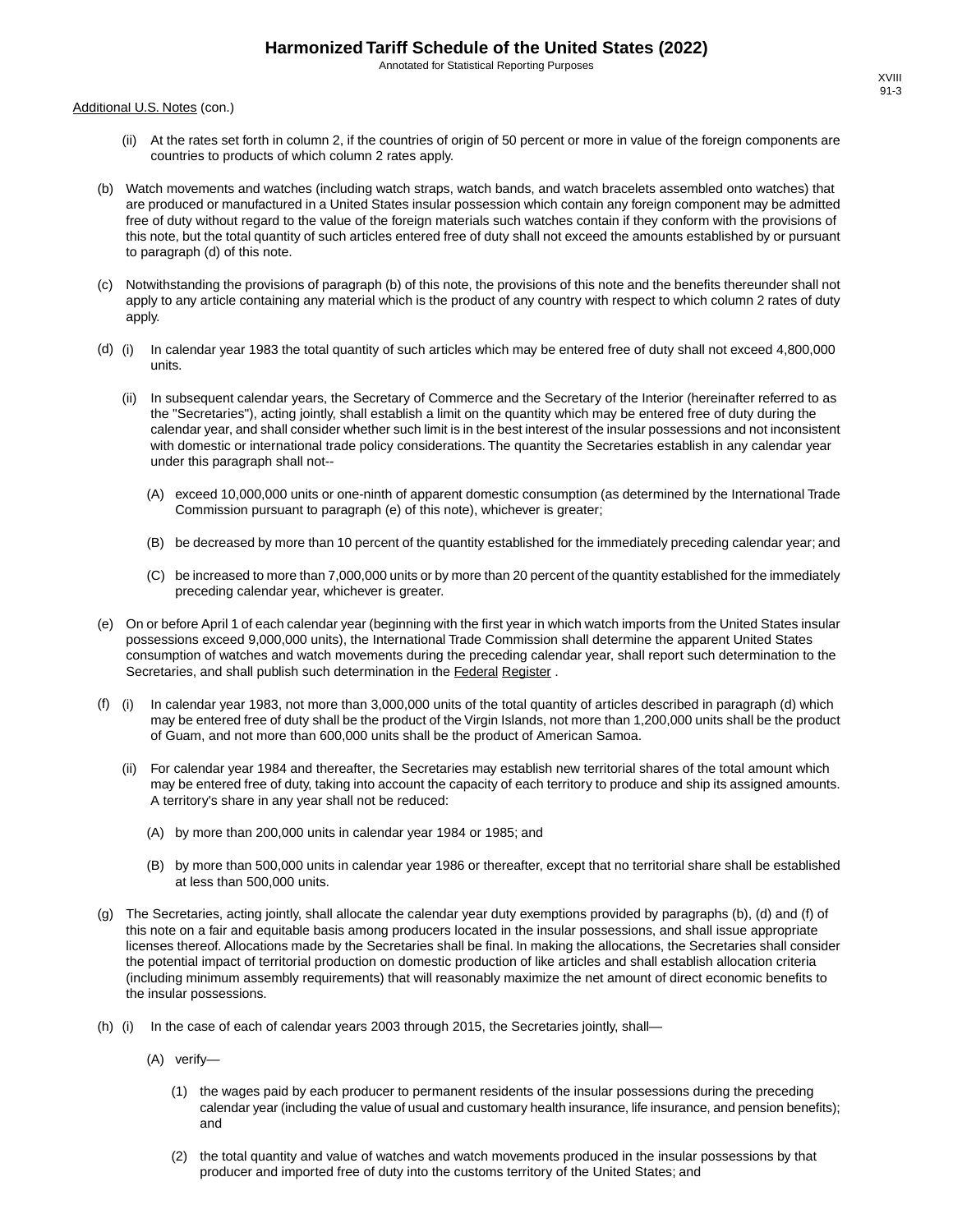Additional U.S. Notes (con.)

(ii) At the rates set forth in column 2, if the countries of origin of 50 percent or more in value of the foreign components are countries to products of which column 2 rates apply.

(b) Watch movements and watches (including watch straps, watch bands, and watch bracelets assembled onto watches) that are produced or manufactured in a United States insular possession which contain any foreign component may be admitted free of duty without regard to the value of the foreign materials such watches contain if they conform with the provisions of this note, but the total quantity of such articles entered free of duty shall not exceed the amounts established by or pursuant to paragraph (d) of this note.

(c) Notwithstanding the provisions of paragraph (b) of this note, the provisions of this note and the benefits thereunder shall not apply to any article containing any material which is the product of any country with respect to which column 2 rates of duty apply.

(d) (i) In calendar year 1983 the total quantity of such articles which may be entered free of duty shall not exceed 4,800,000 units.

(ii) In subsequent calendar years, the Secretary of Commerce and the Secretary of the Interior (hereinafter referred to as the "Secretaries"), acting jointly, shall establish a limit on the quantity which may be entered free of duty during the calendar year, and shall consider whether such limit is in the best interest of the insular possessions and not inconsistent with domestic or international trade policy considerations. The quantity the Secretaries establish in any calendar year under this paragraph shall not--

(A) exceed 10,000,000 units or one-ninth of apparent domestic consumption (as determined by the International Trade Commission pursuant to paragraph (e) of this note), whichever is greater;

(B) be decreased by more than 10 percent of the quantity established for the immediately preceding calendar year; and

(C) be increased to more than 7,000,000 units or by more than 20 percent of the quantity established for the immediately preceding calendar year, whichever is greater.

(e) On or before April 1 of each calendar year (beginning with the first year in which watch imports from the United States insular possessions exceed 9,000,000 units), the International Trade Commission shall determine the apparent United States consumption of watches and watch movements during the preceding calendar year, shall report such determination to the Secretaries, and shall publish such determination in the Federal Register .

(f) (i) In calendar year 1983, not more than 3,000,000 units of the total quantity of articles described in paragraph (d) which may be entered free of duty shall be the product of the Virgin Islands, not more than 1,200,000 units shall be the product of Guam, and not more than 600,000 units shall be the product of American Samoa.

(ii) For calendar year 1984 and thereafter, the Secretaries may establish new territorial shares of the total amount which may be entered free of duty, taking into account the capacity of each territory to produce and ship its assigned amounts. A territory's share in any year shall not be reduced:

(A) by more than 200,000 units in calendar year 1984 or 1985; and

(B) by more than 500,000 units in calendar year 1986 or thereafter, except that no territorial share shall be established at less than 500,000 units.

(g) The Secretaries, acting jointly, shall allocate the calendar year duty exemptions provided by paragraphs (b), (d) and (f) of this note on a fair and equitable basis among producers located in the insular possessions, and shall issue appropriate licenses thereof. Allocations made by the Secretaries shall be final. In making the allocations, the Secretaries shall consider the potential impact of territorial production on domestic production of like articles and shall establish allocation criteria (including minimum assembly requirements) that will reasonably maximize the net amount of direct economic benefits to the insular possessions.

(h) (i) In the case of each of calendar years 2003 through 2015, the Secretaries jointly, shall—

(A) verify—

(1) the wages paid by each producer to permanent residents of the insular possessions during the preceding calendar year (including the value of usual and customary health insurance, life insurance, and pension benefits); and

(2) the total quantity and value of watches and watch movements produced in the insular possessions by that producer and imported free of duty into the customs territory of the United States; and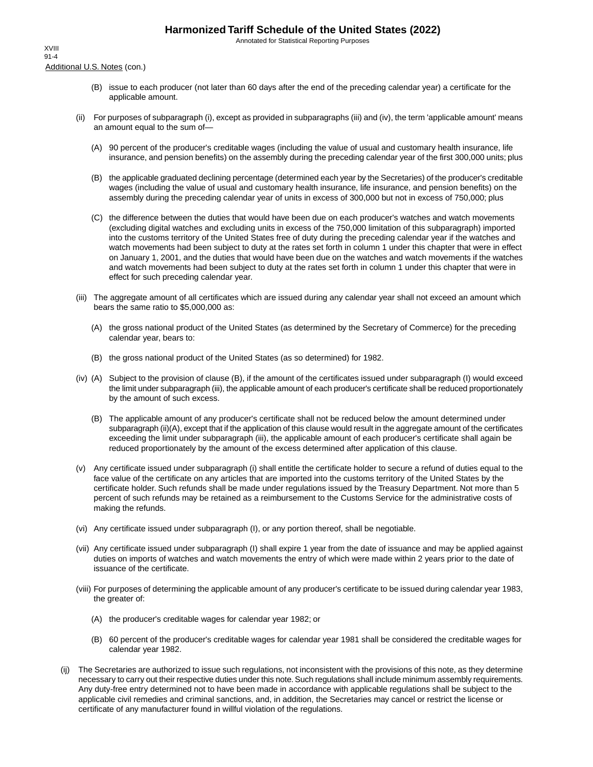Additional U.S. Notes (con.)

(B) issue to each producer (not later than 60 days after the end of the preceding calendar year) a certificate for the applicable amount.

(ii) For purposes of subparagraph (i), except as provided in subparagraphs (iii) and (iv), the term 'applicable amount' means an amount equal to the sum of—

(A) 90 percent of the producer's creditable wages (including the value of usual and customary health insurance, life insurance, and pension benefits) on the assembly during the preceding calendar year of the first 300,000 units; plus

(B) the applicable graduated declining percentage (determined each year by the Secretaries) of the producer's creditable wages (including the value of usual and customary health insurance, life insurance, and pension benefits) on the assembly during the preceding calendar year of units in excess of 300,000 but not in excess of 750,000; plus

(C) the difference between the duties that would have been due on each producer's watches and watch movements (excluding digital watches and excluding units in excess of the 750,000 limitation of this subparagraph) imported into the customs territory of the United States free of duty during the preceding calendar year if the watches and watch movements had been subject to duty at the rates set forth in column 1 under this chapter that were in effect on January 1, 2001, and the duties that would have been due on the watches and watch movements if the watches and watch movements had been subject to duty at the rates set forth in column 1 under this chapter that were in effect for such preceding calendar year.

(iii) The aggregate amount of all certificates which are issued during any calendar year shall not exceed an amount which bears the same ratio to $5,000,000 as:

(A) the gross national product of the United States (as determined by the Secretary of Commerce) for the preceding calendar year, bears to:

(B) the gross national product of the United States (as so determined) for 1982.

(iv) (A) Subject to the provision of clause (B), if the amount of the certificates issued under subparagraph (I) would exceed the limit under subparagraph (iii), the applicable amount of each producer's certificate shall be reduced proportionately by the amount of such excess.

(B) The applicable amount of any producer's certificate shall not be reduced below the amount determined under subparagraph (ii)(A), except that if the application of this clause would result in the aggregate amount of the certificates exceeding the limit under subparagraph (iii), the applicable amount of each producer's certificate shall again be reduced proportionately by the amount of the excess determined after application of this clause.

(v) Any certificate issued under subparagraph (i) shall entitle the certificate holder to secure a refund of duties equal to the face value of the certificate on any articles that are imported into the customs territory of the United States by the certificate holder. Such refunds shall be made under regulations issued by the Treasury Department. Not more than 5 percent of such refunds may be retained as a reimbursement to the Customs Service for the administrative costs of making the refunds.

(vi) Any certificate issued under subparagraph (I), or any portion thereof, shall be negotiable.

(vii) Any certificate issued under subparagraph (I) shall expire 1 year from the date of issuance and may be applied against duties on imports of watches and watch movements the entry of which were made within 2 years prior to the date of issuance of the certificate.

(viii) For purposes of determining the applicable amount of any producer's certificate to be issued during calendar year 1983, the greater of:

(A) the producer's creditable wages for calendar year 1982; or

(B) 60 percent of the producer's creditable wages for calendar year 1981 shall be considered the creditable wages for calendar year 1982.

(ij) The Secretaries are authorized to issue such regulations, not inconsistent with the provisions of this note, as they determine necessary to carry out their respective duties under this note. Such regulations shall include minimum assembly requirements. Any duty-free entry determined not to have been made in accordance with applicable regulations shall be subject to the applicable civil remedies and criminal sanctions, and, in addition, the Secretaries may cancel or restrict the license or certificate of any manufacturer found in willful violation of the regulations.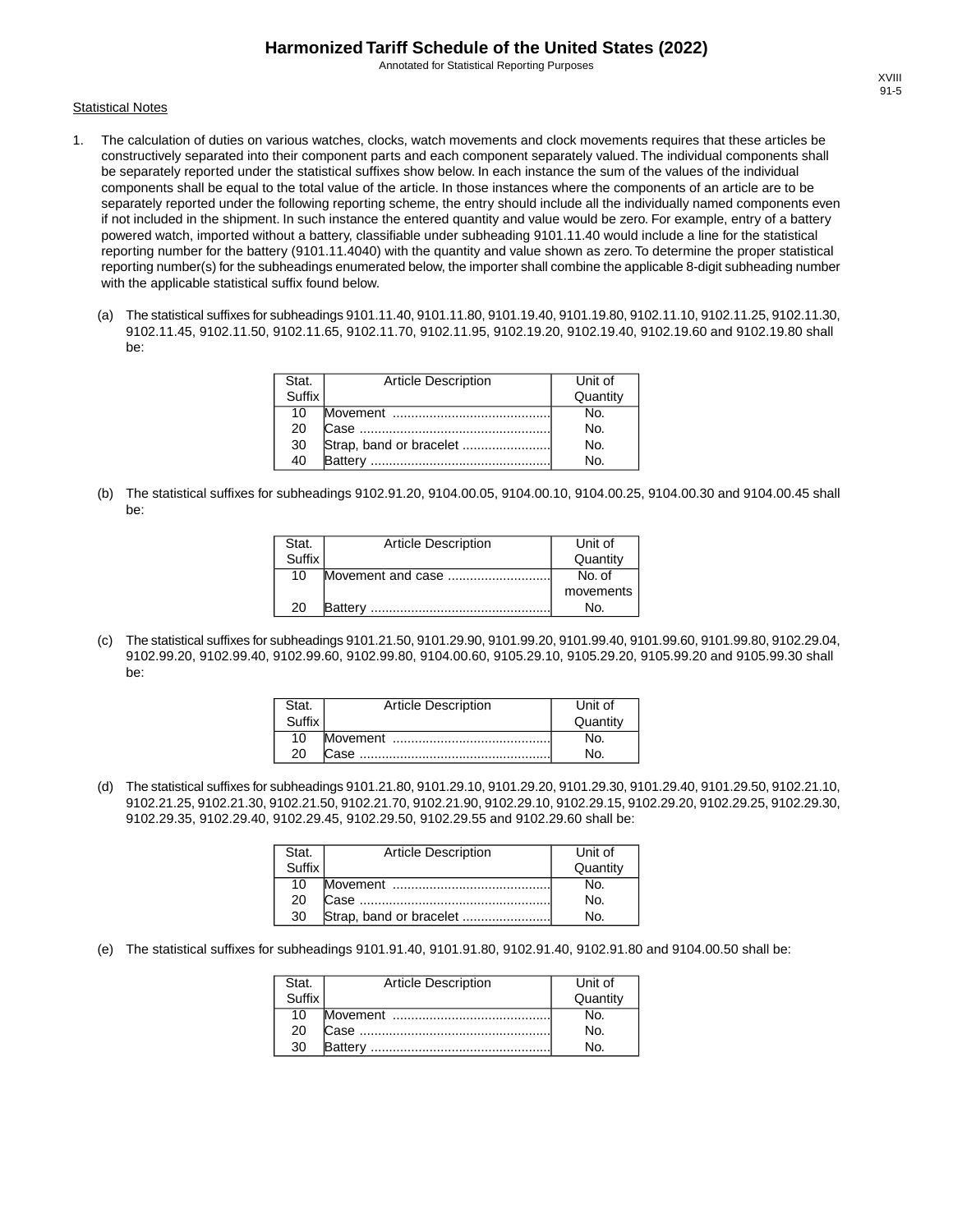## Statistical Notes

1. The calculation of duties on various watches, clocks, watch movements and clock movements requires that these articles be constructively separated into their component parts and each component separately valued. The individual components shall be separately reported under the statistical suffixes show below. In each instance the sum of the values of the individual components shall be equal to the total value of the article. In those instances where the components of an article are to be separately reported under the following reporting scheme, the entry should include all the individually named components even if not included in the shipment. In such instance the entered quantity and value would be zero. For example, entry of a battery powered watch, imported without a battery, classifiable under subheading 9101.11.40 would include a line for the statistical reporting number for the battery (9101.11.4040) with the quantity and value shown as zero. To determine the proper statistical reporting number(s) for the subheadings enumerated below, the importer shall combine the applicable 8-digit subheading number with the applicable statistical suffix found below.

   (a) The statistical suffixes for subheadings 9101.11.40, 9101.11.80, 9101.19.40, 9101.19.80, 9102.11.10, 9102.11.25, 9102.11.30, 9102.11.45, 9102.11.50, 9102.11.65, 9102.11.70, 9102.11.95, 9102.19.20, 9102.19.40, 9102.19.60 and 9102.19.80 shall be:

| Stat. Suffix | Article Description | Unit of Quantity |
|---|---|---|
| 10 | Movement | No. |
| 20 | Case | No. |
| 30 | Strap, band or bracelet | No. |
| 40 | Battery | No. |

   (b) The statistical suffixes for subheadings 9102.91.20, 9104.00.05, 9104.00.10, 9104.00.25, 9104.00.30 and 9104.00.45 shall be:

| Stat. Suffix | Article Description | Unit of Quantity |
|---|---|---|
| 10 | Movement and case | No. of movements |
| 20 | Battery | No. |

   (c) The statistical suffixes for subheadings 9101.21.50, 9101.29.90, 9101.99.20, 9101.99.40, 9101.99.60, 9101.99.80, 9102.29.04, 9102.99.20, 9102.99.40, 9102.99.60, 9102.99.80, 9104.00.60, 9105.29.10, 9105.29.20, 9105.99.20 and 9105.99.30 shall be:

| Stat. Suffix | Article Description | Unit of Quantity |
|---|---|---|
| 10 | Movement | No. |
| 20 | Case | No. |

   (d) The statistical suffixes for subheadings 9101.21.80, 9101.29.10, 9101.29.20, 9101.29.30, 9101.29.40, 9101.29.50, 9102.21.10, 9102.21.25, 9102.21.30, 9102.21.50, 9102.21.70, 9102.21.90, 9102.29.10, 9102.29.15, 9102.29.20, 9102.29.25, 9102.29.30, 9102.29.35, 9102.29.40, 9102.29.45, 9102.29.50, 9102.29.55 and 9102.29.60 shall be:

| Stat. Suffix | Article Description | Unit of Quantity |
|---|---|---|
| 10 | Movement | No. |
| 20 | Case | No. |
| 30 | Strap, band or bracelet | No. |

   (e) The statistical suffixes for subheadings 9101.91.40, 9101.91.80, 9102.91.40, 9102.91.80 and 9104.00.50 shall be:

| Stat. Suffix | Article Description | Unit of Quantity |
|---|---|---|
| 10 | Movement | No. |
| 20 | Case | No. |
| 30 | Battery | No. |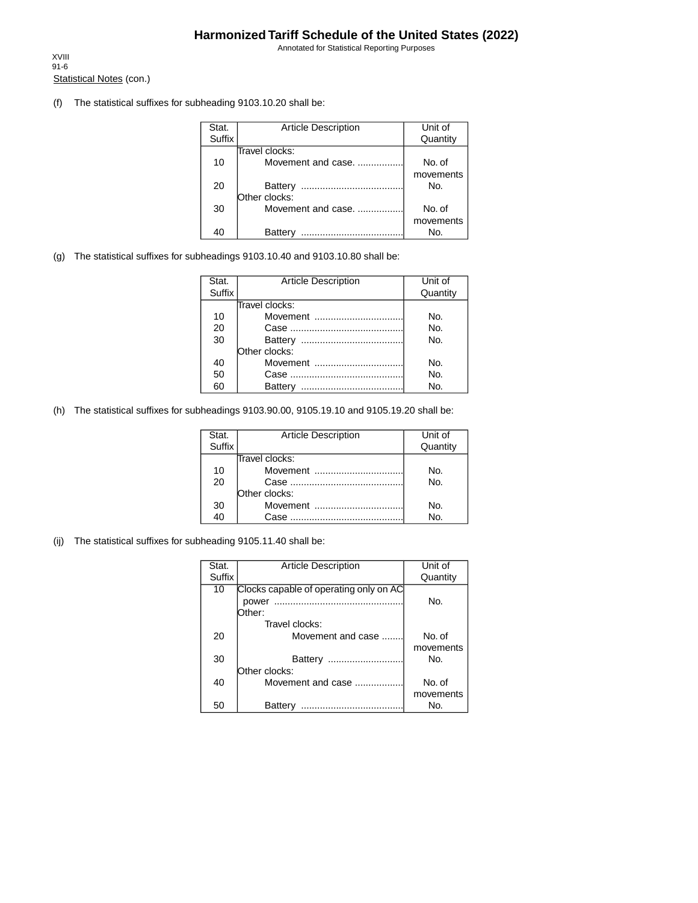Statistical Notes (con.)

(f) The statistical suffixes for subheading 9103.10.20 shall be:

| Stat. Suffix | Article Description | Unit of Quantity |
|---|---|---|
| | Travel clocks: | |
| 10 | Movement and case. ................. | No. of movements |
| 20 | Battery ...................................... | No. |
| | Other clocks: | |
| 30 | Movement and case. ................. | No. of movements |
| 40 | Battery ...................................... | No. |

(g) The statistical suffixes for subheadings 9103.10.40 and 9103.10.80 shall be:

| Stat. Suffix | Article Description | Unit of Quantity |
|---|---|---|
| | Travel clocks: | |
| 10 | Movement ................................. | No. |
| 20 | Case .......................................... | No. |
| 30 | Battery ...................................... | No. |
| | Other clocks: | |
| 40 | Movement ................................. | No. |
| 50 | Case .......................................... | No. |
| 60 | Battery ...................................... | No. |

(h) The statistical suffixes for subheadings 9103.90.00, 9105.19.10 and 9105.19.20 shall be:

| Stat. Suffix | Article Description | Unit of Quantity |
|---|---|---|
| | Travel clocks: | |
| 10 | Movement ................................. | No. |
| 20 | Case .......................................... | No. |
| | Other clocks: | |
| 30 | Movement ................................. | No. |
| 40 | Case .......................................... | No. |

(ij) The statistical suffixes for subheading 9105.11.40 shall be:

| Stat. Suffix | Article Description | Unit of Quantity |
|---|---|---|
| 10 | Clocks capable of operating only on AC power ................................................ | No. |
| | Other: | |
| | Travel clocks: | |
| 20 | Movement and case ........ | No. of movements |
| 30 | Battery ............................ | No. |
| | Other clocks: | |
| 40 | Movement and case .................. | No. of movements |
| 50 | Battery ...................................... | No. |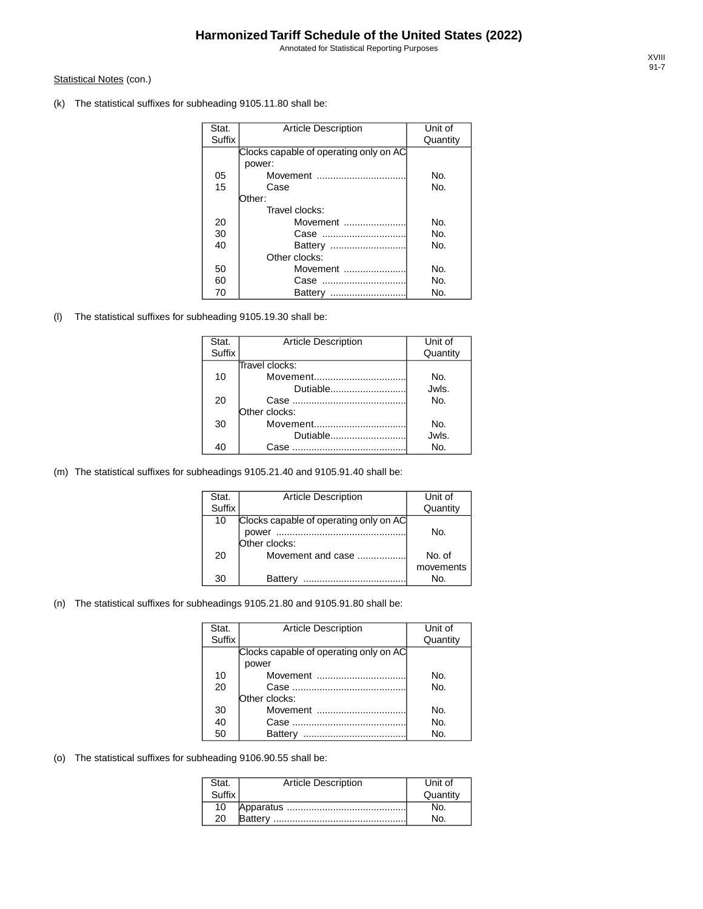Statistical Notes (con.)

(k) The statistical suffixes for subheading 9105.11.80 shall be:

| Stat. Suffix | Article Description | Unit of Quantity |
|---|---|---|
| | Clocks capable of operating only on AC power: | |
| 05 | Movement ................................. | No. |
| 15 | Case | No. |
| | Other: | |
| | Travel clocks: | |
| 20 | Movement ....................... | No. |
| 30 | Case ............................... | No. |
| 40 | Battery ............................ | No. |
| | Other clocks: | |
| 50 | Movement ....................... | No. |
| 60 | Case ............................... | No. |
| 70 | Battery ............................ | No. |

(l) The statistical suffixes for subheading 9105.19.30 shall be:

| Stat. Suffix | Article Description | Unit of Quantity |
|---|---|---|
| | Travel clocks: | |
| 10 | Movement.................................. | No. |
| | Dutiable............................ | Jwls. |
| 20 | Case .......................................... | No. |
| | Other clocks: | |
| 30 | Movement.................................. | No. |
| | Dutiable............................ | Jwls. |
| 40 | Case .......................................... | No. |

(m) The statistical suffixes for subheadings 9105.21.40 and 9105.91.40 shall be:

| Stat. Suffix | Article Description | Unit of Quantity |
|---|---|---|
| 10 | Clocks capable of operating only on AC power ................................................ | No. |
| | Other clocks: | |
| 20 | Movement and case .................. | No. of movements |
| 30 | Battery ...................................... | No. |

(n) The statistical suffixes for subheadings 9105.21.80 and 9105.91.80 shall be:

| Stat. Suffix | Article Description | Unit of Quantity |
|---|---|---|
| | Clocks capable of operating only on AC power | |
| 10 | Movement ................................. | No. |
| 20 | Case .......................................... | No. |
| | Other clocks: | |
| 30 | Movement ................................. | No. |
| 40 | Case .......................................... | No. |
| 50 | Battery ...................................... | No. |

(o) The statistical suffixes for subheading 9106.90.55 shall be:

| Stat. Suffix | Article Description | Unit of Quantity |
|---|---|---|
| 10 | Apparatus ............................................ | No. |
| 20 | Battery ................................................. | No. |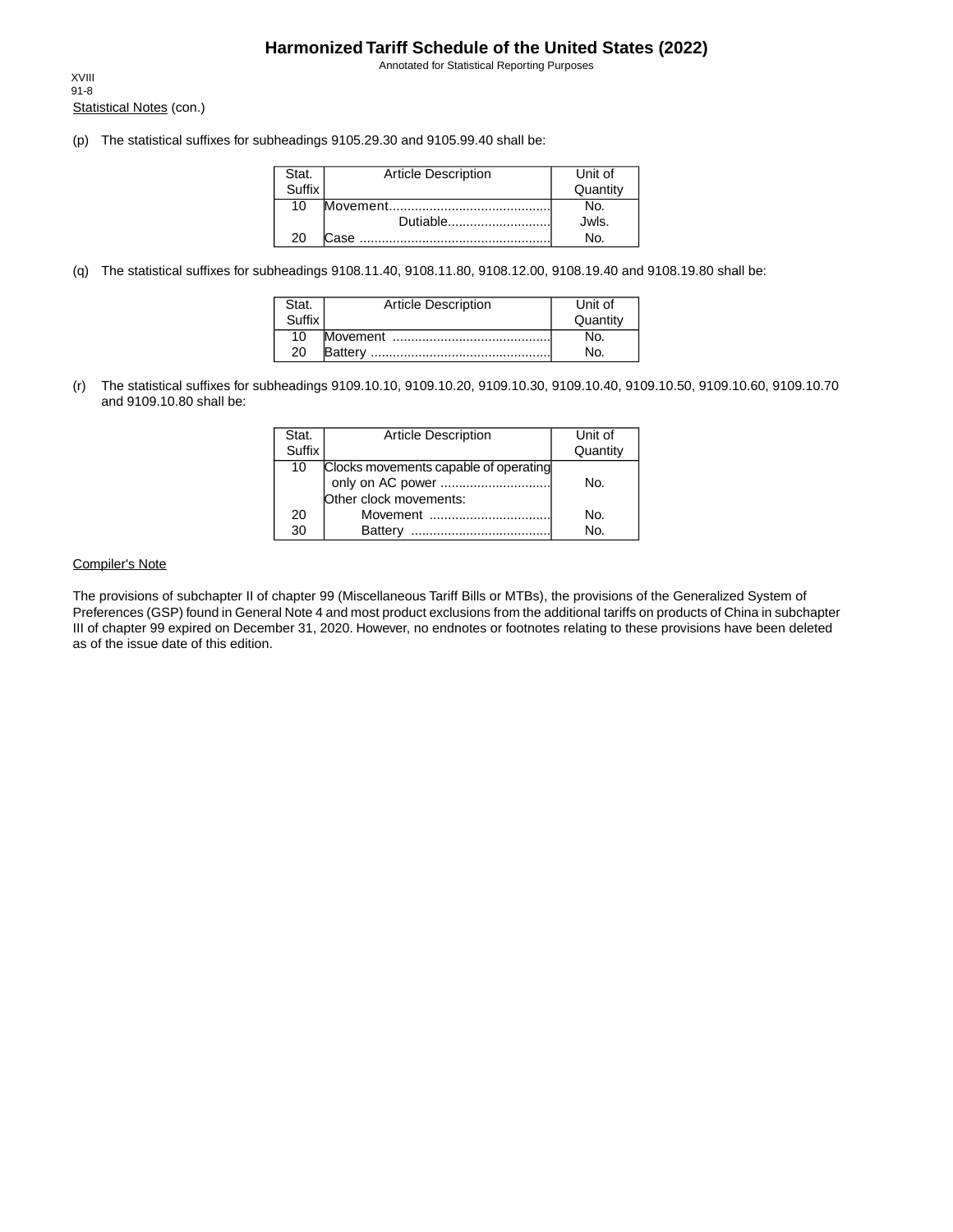Statistical Notes (con.)

(p) The statistical suffixes for subheadings 9105.29.30 and 9105.99.40 shall be:

| Stat. Suffix | Article Description | Unit of Quantity |
|---|---|---|
| 10 | Movement............................................ | No. |
| | Dutiable............................ | Jwls. |
| 20 | Case .................................................... | No. |

(q) The statistical suffixes for subheadings 9108.11.40, 9108.11.80, 9108.12.00, 9108.19.40 and 9108.19.80 shall be:

| Stat. Suffix | Article Description | Unit of Quantity |
|---|---|---|
| 10 | Movement ........................................... | No. |
| 20 | Battery ................................................. | No. |

(r) The statistical suffixes for subheadings 9109.10.10, 9109.10.20, 9109.10.30, 9109.10.40, 9109.10.50, 9109.10.60, 9109.10.70 and 9109.10.80 shall be:

| Stat. Suffix | Article Description | Unit of Quantity |
|---|---|---|
| 10 | Clocks movements capable of operating only on AC power .............................. | No. |
| | Other clock movements: | |
| 20 | Movement ................................. | No. |
| 30 | Battery ...................................... | No. |

Compiler's Note

The provisions of subchapter II of chapter 99 (Miscellaneous Tariff Bills or MTBs), the provisions of the Generalized System of Preferences (GSP) found in General Note 4 and most product exclusions from the additional tariffs on products of China in subchapter III of chapter 99 expired on December 31, 2020. However, no endnotes or footnotes relating to these provisions have been deleted as of the issue date of this edition.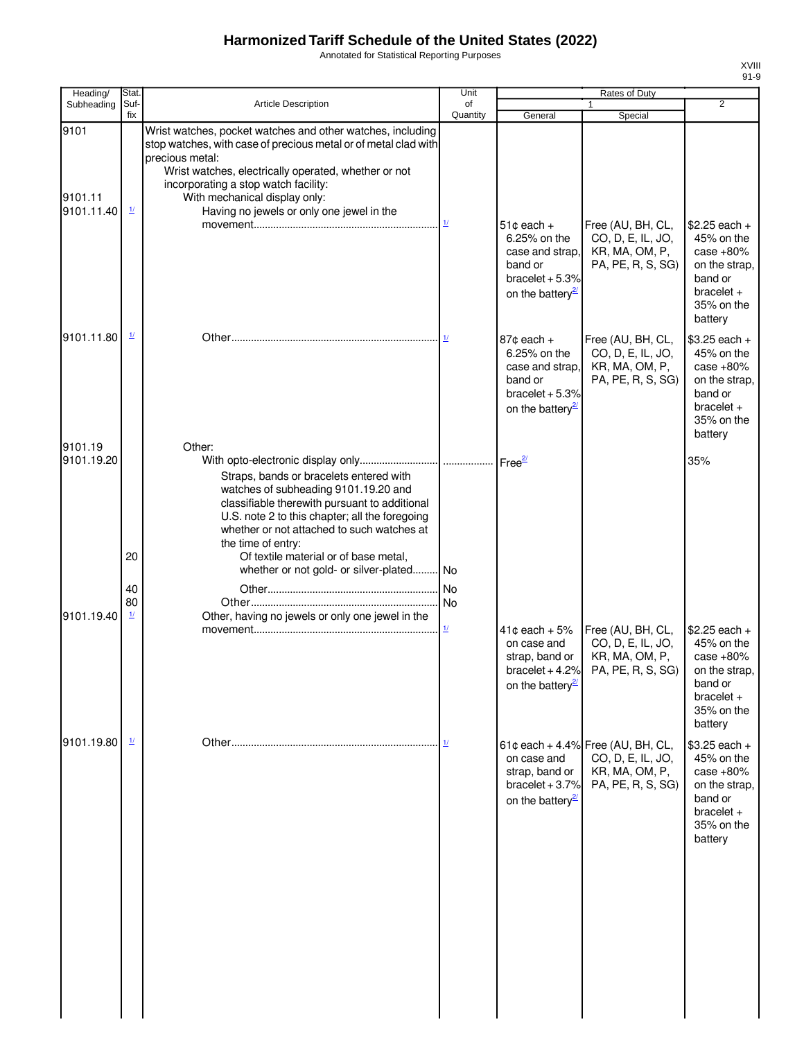# Harmonized Tariff Schedule of the United States (2022)

Annotated for Statistical Reporting Purposes

XVIII
91-9

| Heading/ Subheading | Stat. Suf- fix | Article Description | Unit of Quantity | Rates of Duty 1 General | Special | 2 |
|---|---|---|---|---|---|---|
| 9101 | | Wrist watches, pocket watches and other watches, including stop watches, with case of precious metal or of metal clad with precious metal: | | | | |
| | | Wrist watches, electrically operated, whether or not incorporating a stop watch facility: | | | | |
| 9101.11 | | With mechanical display only: | | | | |
| 9101.11.40 | 1/ | Having no jewels or only one jewel in the movement | 1/ | 51¢ each + 6.25% on the case and strap, band or bracelet + 5.3% on the battery 2/ | Free (AU, BH, CL, CO, D, E, IL, JO, KR, MA, OM, P, PA, PE, R, S, SG) | $2.25 each + 45% on the case +80% on the strap, band or bracelet + 35% on the battery |
| 9101.11.80 | 1/ | Other | 1/ | 87¢ each + 6.25% on the case and strap, band or bracelet + 5.3% on the battery 2/ | Free (AU, BH, CL, CO, D, E, IL, JO, KR, MA, OM, P, PA, PE, R, S, SG) | $3.25 each + 45% on the case +80% on the strap, band or bracelet + 35% on the battery |
| 9101.19 | | Other: | | | | |
| 9101.19.20 | | With opto-electronic display only | | Free 2/ | | 35% |
| | | Straps, bands or bracelets entered with watches of subheading 9101.19.20 and classifiable therewith pursuant to additional U.S. note 2 to this chapter; all the foregoing whether or not attached to such watches at the time of entry: | | | | |
| | 20 | Of textile material or of base metal, whether or not gold- or silver-plated | No | | | |
| | 40 | Other | No | | | |
| | 80 | Other | No | | | |
| 9101.19.40 | 1/ | Other, having no jewels or only one jewel in the movement | 1/ | 41¢ each + 5% on case and strap, band or bracelet + 4.2% on the battery 2/ | Free (AU, BH, CL, CO, D, E, IL, JO, KR, MA, OM, P, PA, PE, R, S, SG) | $2.25 each + 45% on the case +80% on the strap, band or bracelet + 35% on the battery |
| 9101.19.80 | 1/ | Other | 1/ | 61¢ each + 4.4% on case and strap, band or bracelet + 3.7% on the battery 2/ | Free (AU, BH, CL, CO, D, E, IL, JO, KR, MA, OM, P, PA, PE, R, S, SG) | $3.25 each + 45% on the case +80% on the strap, band or bracelet + 35% on the battery |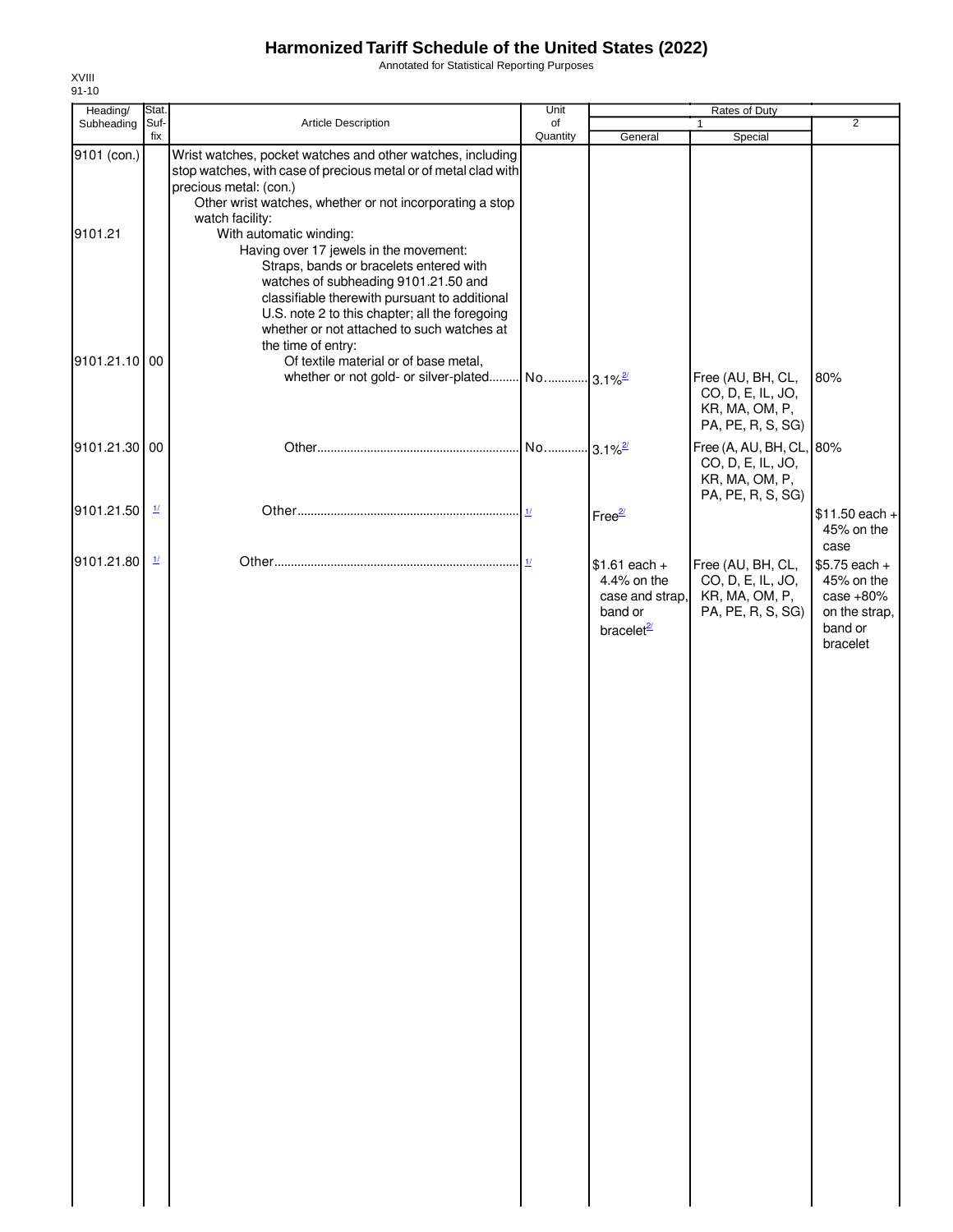# Harmonized Tariff Schedule of the United States (2022)

Annotated for Statistical Reporting Purposes

XVIII
91-10

| Heading/ Subheading | Stat. Suf- fix | Article Description | Unit of Quantity | Rates of Duty 1 General | Special | 2 |
|---|---|---|---|---|---|---|
| 9101 (con.) | | Wrist watches, pocket watches and other watches, including stop watches, with case of precious metal or of metal clad with precious metal: (con.) | | | | |
| | | Other wrist watches, whether or not incorporating a stop watch facility: | | | | |
| 9101.21 | | With automatic winding: | | | | |
| | | Having over 17 jewels in the movement: | | | | |
| | | Straps, bands or bracelets entered with watches of subheading 9101.21.50 and classifiable therewith pursuant to additional U.S. note 2 to this chapter; all the foregoing whether or not attached to such watches at the time of entry: | | | | |
| 9101.21.10 | 00 | Of textile material or of base metal, whether or not gold- or silver-plated | No. | 3.1%[2/] | Free (AU, BH, CL, CO, D, E, IL, JO, KR, MA, OM, P, PA, PE, R, S, SG) | 80% |
| 9101.21.30 | 00 | Other | No. | 3.1%[2/] | Free (A, AU, BH, CL, CO, D, E, IL, JO, KR, MA, OM, P, PA, PE, R, S, SG) | 80% |
| 9101.21.50 | [1/] | Other | [1/] | Free[2/] | | $11.50 each + 45% on the case |
| 9101.21.80 | [1/] | Other | [1/] | $1.61 each + 4.4% on the case and strap, band or bracelet[2/] | Free (AU, BH, CL, CO, D, E, IL, JO, KR, MA, OM, P, PA, PE, R, S, SG) | $5.75 each + 45% on the case +80% on the strap, band or bracelet |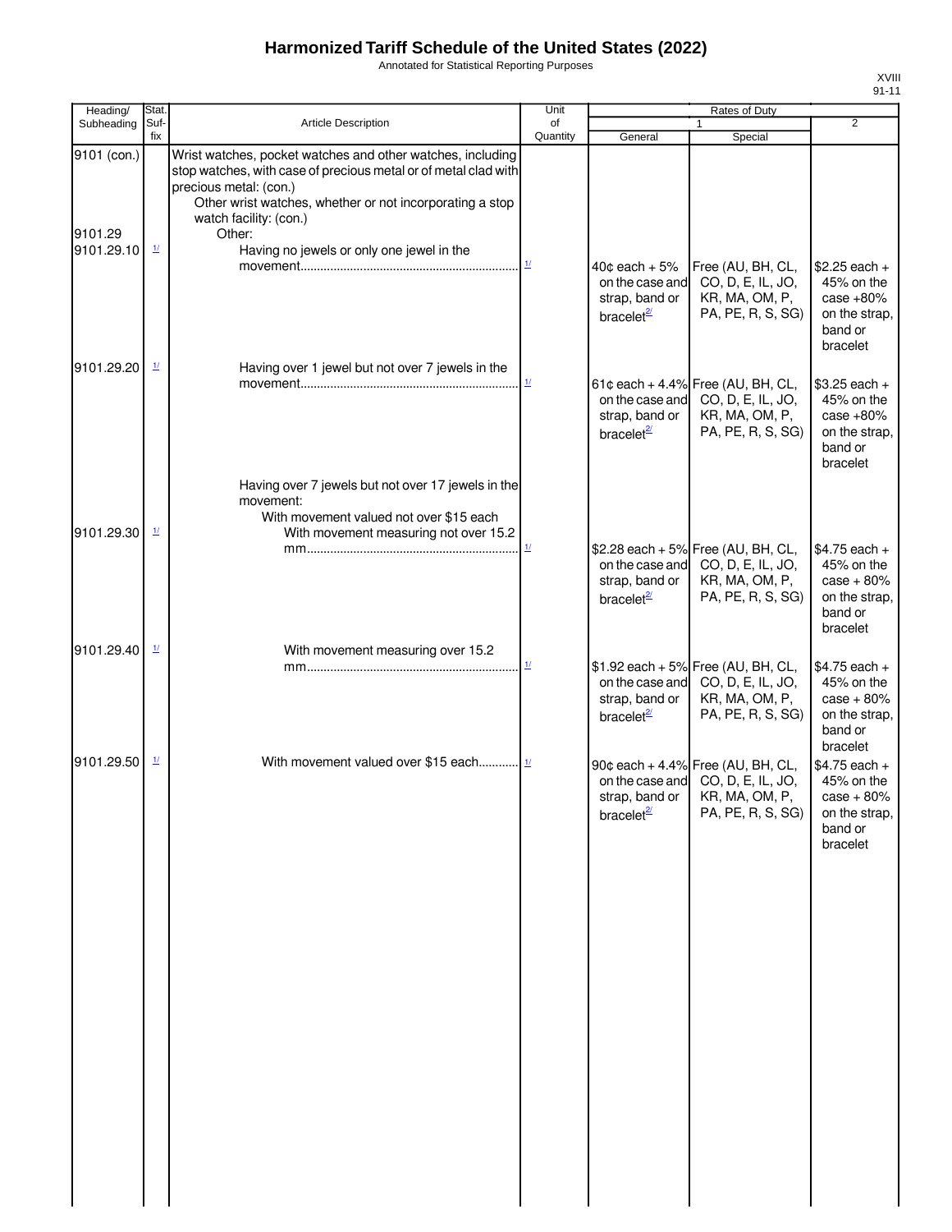# Harmonized Tariff Schedule of the United States (2022)

Annotated for Statistical Reporting Purposes

XVIII
91-11

| Heading/ Subheading | Stat. Suf- fix | Article Description | Unit of Quantity | Rates of Duty 1 General | Special | 2 |
|---|---|---|---|---|---|---|
| 9101 (con.) | | Wrist watches, pocket watches and other watches, including stop watches, with case of precious metal or of metal clad with precious metal: (con.) | | | | |
| | | Other wrist watches, whether or not incorporating a stop watch facility: (con.) | | | | |
| 9101.29 | | Other: | | | | |
| 9101.29.10 | 1/ | Having no jewels or only one jewel in the movement | 1/ | 40¢ each + 5% on the case and strap, band or bracelet[2/] | Free (AU, BH, CL, CO, D, E, IL, JO, KR, MA, OM, P, PA, PE, R, S, SG) | $2.25 each + 45% on the case +80% on the strap, band or bracelet |
| 9101.29.20 | 1/ | Having over 1 jewel but not over 7 jewels in the movement | 1/ | 61¢ each + 4.4% on the case and strap, band or bracelet[2/] | Free (AU, BH, CL, CO, D, E, IL, JO, KR, MA, OM, P, PA, PE, R, S, SG) | $3.25 each + 45% on the case +80% on the strap, band or bracelet |
| | | Having over 7 jewels but not over 17 jewels in the movement: | | | | |
| | | With movement valued not over $15 each | | | | |
| 9101.29.30 | 1/ | With movement measuring not over 15.2 mm | 1/ | $2.28 each + 5% on the case and strap, band or bracelet[2/] | Free (AU, BH, CL, CO, D, E, IL, JO, KR, MA, OM, P, PA, PE, R, S, SG) | $4.75 each + 45% on the case + 80% on the strap, band or bracelet |
| 9101.29.40 | 1/ | With movement measuring over 15.2 mm | 1/ | $1.92 each + 5% on the case and strap, band or bracelet[2/] | Free (AU, BH, CL, CO, D, E, IL, JO, KR, MA, OM, P, PA, PE, R, S, SG) | $4.75 each + 45% on the case + 80% on the strap, band or bracelet |
| 9101.29.50 | 1/ | With movement valued over $15 each | 1/ | 90¢ each + 4.4% on the case and strap, band or bracelet[2/] | Free (AU, BH, CL, CO, D, E, IL, JO, KR, MA, OM, P, PA, PE, R, S, SG) | $4.75 each + 45% on the case + 80% on the strap, band or bracelet |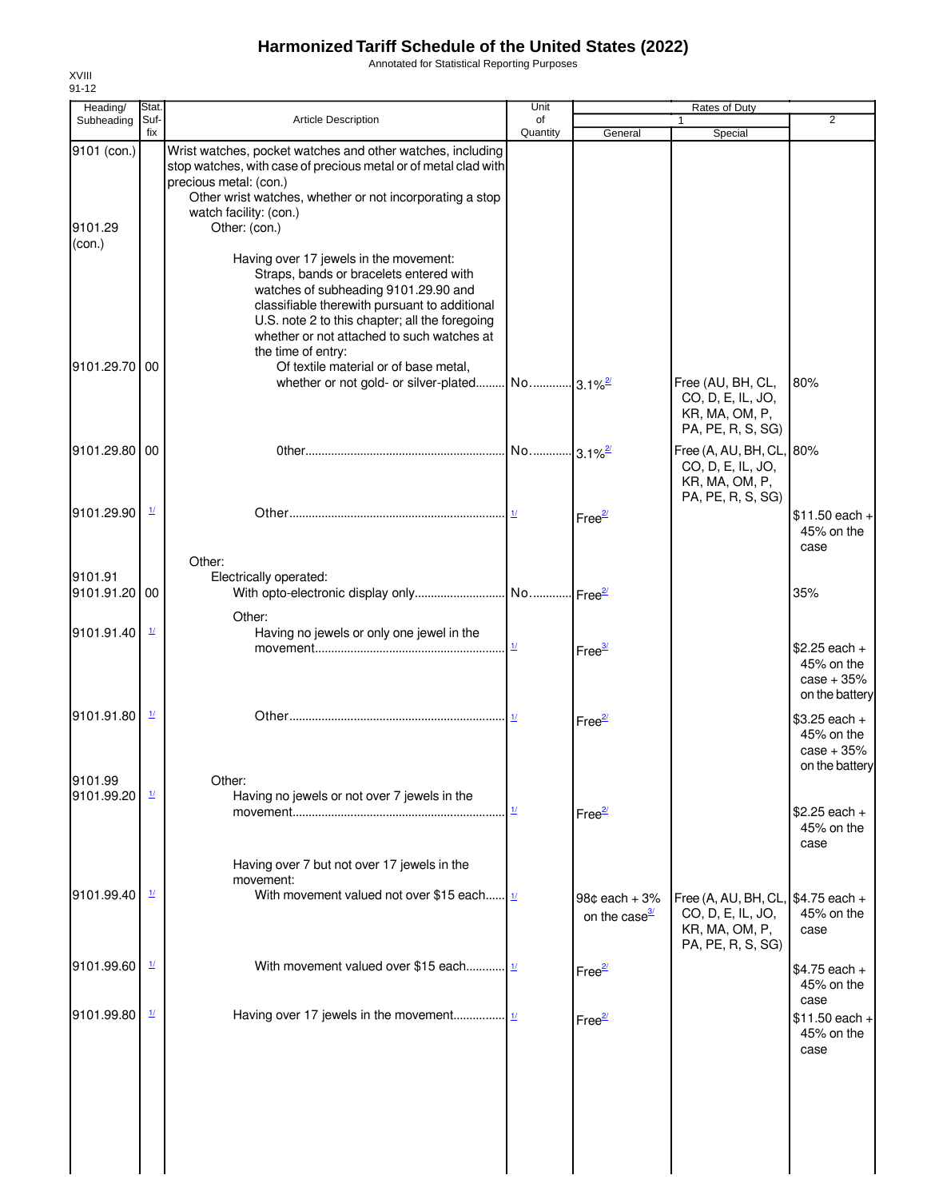# Harmonized Tariff Schedule of the United States (2022)

Annotated for Statistical Reporting Purposes

XVIII
91-12

| Heading/ Subheading | Stat. Suf- fix | Article Description | Unit of Quantity | Rates of Duty 1 General | Special | 2 |
|---|---|---|---|---|---|---|
| 9101 (con.) | | Wrist watches, pocket watches and other watches, including stop watches, with case of precious metal or of metal clad with precious metal: (con.) | | | | |
| | | Other wrist watches, whether or not incorporating a stop watch facility: (con.) | | | | |
| 9101.29 (con.) | | Other: (con.) | | | | |
| | | Having over 17 jewels in the movement: | | | | |
| | | Straps, bands or bracelets entered with watches of subheading 9101.29.90 and classifiable therewith pursuant to additional U.S. note 2 to this chapter; all the foregoing whether or not attached to such watches at the time of entry: | | | | |
| 9101.29.70 | 00 | Of textile material or of base metal, whether or not gold- or silver-plated | No. | 3.1%[2/] | Free (AU, BH, CL, CO, D, E, IL, JO, KR, MA, OM, P, PA, PE, R, S, SG) | 80% |
| 9101.29.80 | 00 | Other | No. | 3.1%[2/] | Free (A, AU, BH, CL, CO, D, E, IL, JO, KR, MA, OM, P, PA, PE, R, S, SG) | 80% |
| 9101.29.90 | [1/] | Other | [1/] | Free[2/] | | $11.50 each + 45% on the case |
| | | Other: | | | | |
| 9101.91 | | Electrically operated: | | | | |
| 9101.91.20 | 00 | With opto-electronic display only | No. | Free[2/] | | 35% |
| | | Other: | | | | |
| 9101.91.40 | [1/] | Having no jewels or only one jewel in the movement | [1/] | Free[3/] | | $2.25 each + 45% on the case + 35% on the battery |
| 9101.91.80 | [1/] | Other | [1/] | Free[2/] | | $3.25 each + 45% on the case + 35% on the battery |
| 9101.99 | | Other: | | | | |
| 9101.99.20 | [1/] | Having no jewels or not over 7 jewels in the movement | [1/] | Free[2/] | | $2.25 each + 45% on the case |
| | | Having over 7 but not over 17 jewels in the movement: | | | | |
| 9101.99.40 | [1/] | With movement valued not over $15 each | [1/] | 98¢ each + 3% on the case[3/] | Free (A, AU, BH, CL, CO, D, E, IL, JO, KR, MA, OM, P, PA, PE, R, S, SG) | $4.75 each + 45% on the case |
| 9101.99.60 | [1/] | With movement valued over $15 each | [1/] | Free[2/] | | $4.75 each + 45% on the case |
| 9101.99.80 | [1/] | Having over 17 jewels in the movement | [1/] | Free[2/] | | $11.50 each + 45% on the case |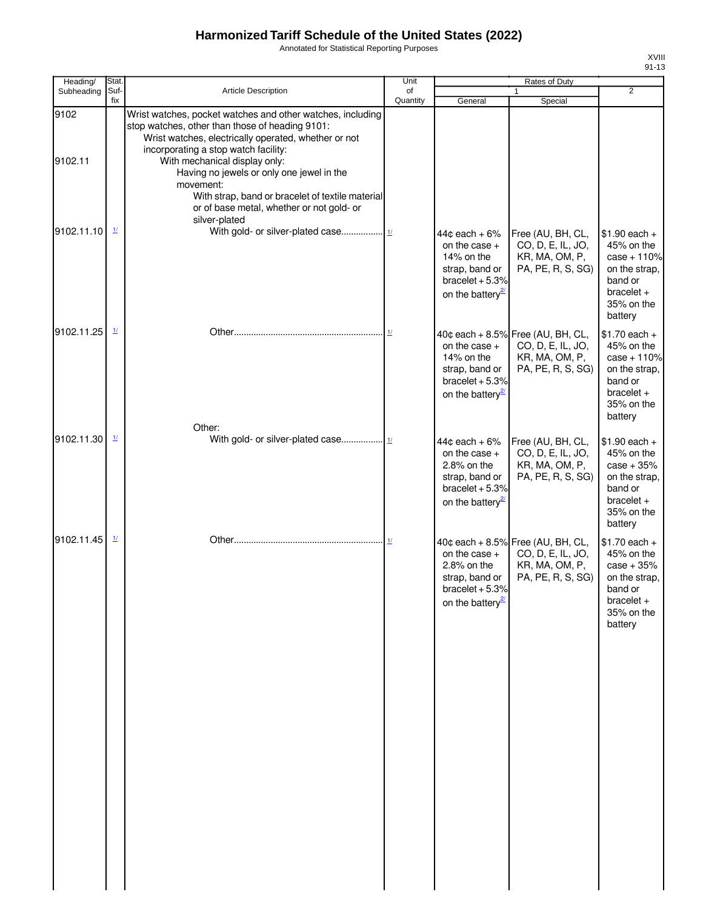# Harmonized Tariff Schedule of the United States (2022)

Annotated for Statistical Reporting Purposes

| Heading/ Subheading | Stat. Suf-fix | Article Description | Unit of Quantity | Rates of Duty 1 General | Rates of Duty 1 Special | Rates of Duty 2 |
|---|---|---|---|---|---|---|
| 9102 | | Wrist watches, pocket watches and other watches, including stop watches, other than those of heading 9101: | | | | |
| | | Wrist watches, electrically operated, whether or not incorporating a stop watch facility: | | | | |
| 9102.11 | | With mechanical display only: | | | | |
| | | Having no jewels or only one jewel in the movement: | | | | |
| | | With strap, band or bracelet of textile material or of base metal, whether or not gold- or silver-plated | | | | |
| 9102.11.10 | 1/ | With gold- or silver-plated case | 1/ | 44¢ each + 6% on the case + 14% on the strap, band or bracelet + 5.3% on the battery 2/ | Free (AU, BH, CL, CO, D, E, IL, JO, KR, MA, OM, P, PA, PE, R, S, SG) | $1.90 each + 45% on the case + 110% on the strap, band or bracelet + 35% on the battery |
| 9102.11.25 | 1/ | Other | 1/ | 40¢ each + 8.5% on the case + 14% on the strap, band or bracelet + 5.3% on the battery 2/ | Free (AU, BH, CL, CO, D, E, IL, JO, KR, MA, OM, P, PA, PE, R, S, SG) | $1.70 each + 45% on the case + 110% on the strap, band or bracelet + 35% on the battery |
| | | Other: | | | | |
| 9102.11.30 | 1/ | With gold- or silver-plated case | 1/ | 44¢ each + 6% on the case + 2.8% on the strap, band or bracelet + 5.3% on the battery 2/ | Free (AU, BH, CL, CO, D, E, IL, JO, KR, MA, OM, P, PA, PE, R, S, SG) | $1.90 each + 45% on the case + 35% on the strap, band or bracelet + 35% on the battery |
| 9102.11.45 | 1/ | Other | 1/ | 40¢ each + 8.5% on the case + 2.8% on the strap, band or bracelet + 5.3% on the battery 2/ | Free (AU, BH, CL, CO, D, E, IL, JO, KR, MA, OM, P, PA, PE, R, S, SG) | $1.70 each + 45% on the case + 35% on the strap, band or bracelet + 35% on the battery |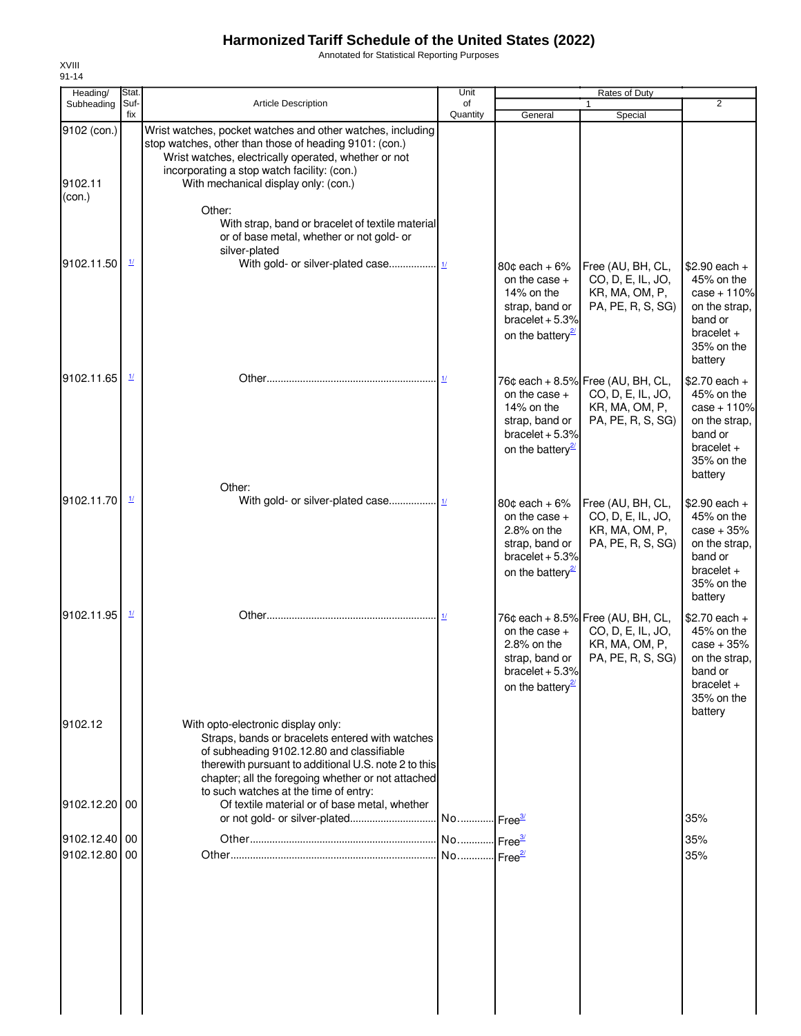# Harmonized Tariff Schedule of the United States (2022)

Annotated for Statistical Reporting Purposes

XVIII
91-14

| Heading/ Subheading | Stat. Suf-fix | Article Description | Unit of Quantity | Rates of Duty 1 General | Special | 2 |
|---|---|---|---|---|---|---|
| 9102 (con.) | | Wrist watches, pocket watches and other watches, including stop watches, other than those of heading 9101: (con.) | | | | |
| | | Wrist watches, electrically operated, whether or not incorporating a stop watch facility: (con.) | | | | |
| 9102.11 (con.) | | With mechanical display only: (con.) | | | | |
| | | Other: | | | | |
| | | With strap, band or bracelet of textile material or of base metal, whether or not gold- or silver-plated | | | | |
| 9102.11.50 | 1/ | With gold- or silver-plated case................. | 1/ | 80¢ each + 6% on the case + 14% on the strap, band or bracelet + 5.3% on the battery[2/] | Free (AU, BH, CL, CO, D, E, IL, JO, KR, MA, OM, P, PA, PE, R, S, SG) | $2.90 each + 45% on the case + 110% on the strap, band or bracelet + 35% on the battery |
| 9102.11.65 | 1/ | Other.............................................................. | 1/ | 76¢ each + 8.5% on the case + 14% on the strap, band or bracelet + 5.3% on the battery[2/] | Free (AU, BH, CL, CO, D, E, IL, JO, KR, MA, OM, P, PA, PE, R, S, SG) | $2.70 each + 45% on the case + 110% on the strap, band or bracelet + 35% on the battery |
| | | Other: | | | | |
| 9102.11.70 | 1/ | With gold- or silver-plated case................. | 1/ | 80¢ each + 6% on the case + 2.8% on the strap, band or bracelet + 5.3% on the battery[2/] | Free (AU, BH, CL, CO, D, E, IL, JO, KR, MA, OM, P, PA, PE, R, S, SG) | $2.90 each + 45% on the case + 35% on the strap, band or bracelet + 35% on the battery |
| 9102.11.95 | 1/ | Other.............................................................. | 1/ | 76¢ each + 8.5% on the case + 2.8% on the strap, band or bracelet + 5.3% on the battery[2/] | Free (AU, BH, CL, CO, D, E, IL, JO, KR, MA, OM, P, PA, PE, R, S, SG) | $2.70 each + 45% on the case + 35% on the strap, band or bracelet + 35% on the battery |
| 9102.12 | | With opto-electronic display only: | | | | |
| | | Straps, bands or bracelets entered with watches of subheading 9102.12.80 and classifiable therewith pursuant to additional U.S. note 2 to this chapter; all the foregoing whether or not attached to such watches at the time of entry: | | | | |
| 9102.12.20 | 00 | Of textile material or of base metal, whether or not gold- or silver-plated.............................. | No............ | Free[3/] | | 35% |
| 9102.12.40 | 00 | Other.................................................................. | No............ | Free[3/] | | 35% |
| 9102.12.80 | 00 | Other.......................................................................... | No............ | Free[2/] | | 35% |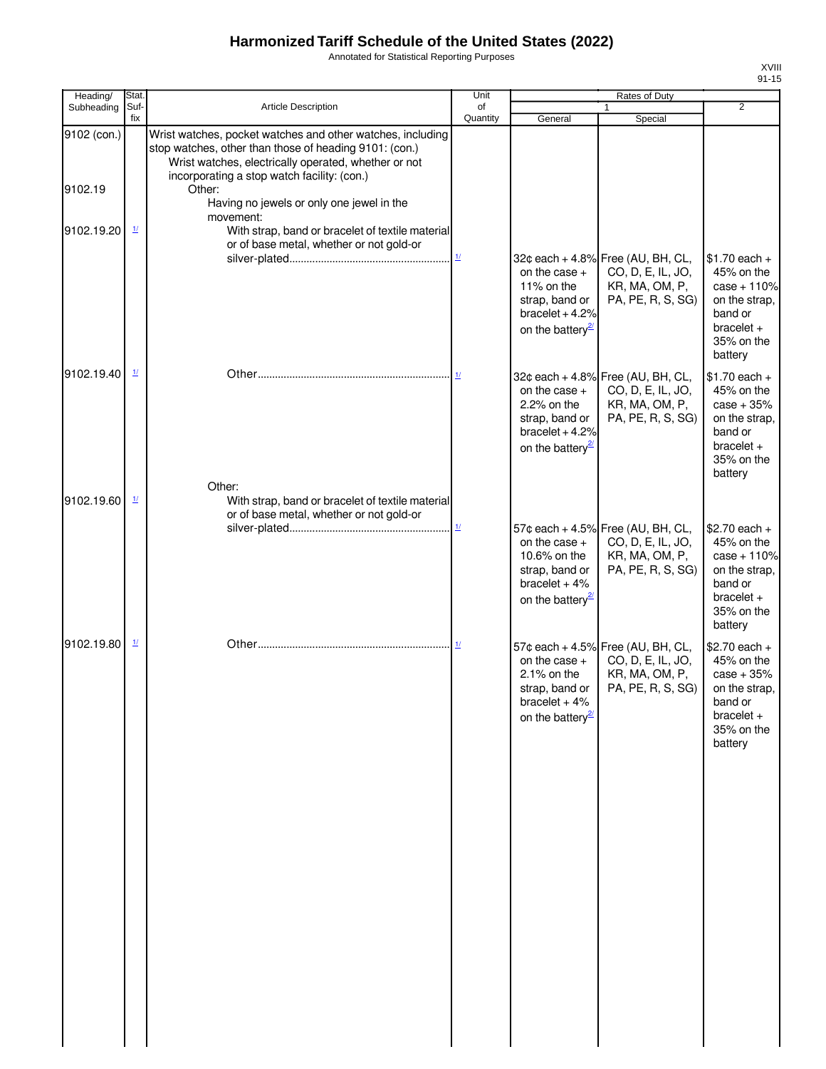# Harmonized Tariff Schedule of the United States (2022)

Annotated for Statistical Reporting Purposes

| Heading/ Subheading | Stat. Suf- fix | Article Description | Unit of Quantity | Rates of Duty | | |
|---|---|---|---|---|---|---|
| | | | | 1 | | 2 |
| | | | | General | Special | |
| 9102 (con.) | | Wrist watches, pocket watches and other watches, including stop watches, other than those of heading 9101: (con.) | | | | |
| | | Wrist watches, electrically operated, whether or not incorporating a stop watch facility: (con.) | | | | |
| 9102.19 | | Other: | | | | |
| | | Having no jewels or only one jewel in the movement: | | | | |
| 9102.19.20 | 1/ | With strap, band or bracelet of textile material or of base metal, whether or not gold-or silver-plated | 1/ | 32¢ each + 4.8% on the case + 11% on the strap, band or bracelet + 4.2% on the battery 2/ | Free (AU, BH, CL, CO, D, E, IL, JO, KR, MA, OM, P, PA, PE, R, S, SG) | $1.70 each + 45% on the case + 110% on the strap, band or bracelet + 35% on the battery |
| 9102.19.40 | 1/ | Other | 1/ | 32¢ each + 4.8% on the case + 2.2% on the strap, band or bracelet + 4.2% on the battery 2/ | Free (AU, BH, CL, CO, D, E, IL, JO, KR, MA, OM, P, PA, PE, R, S, SG) | $1.70 each + 45% on the case + 35% on the strap, band or bracelet + 35% on the battery |
| | | Other: | | | | |
| 9102.19.60 | 1/ | With strap, band or bracelet of textile material or of base metal, whether or not gold-or silver-plated | 1/ | 57¢ each + 4.5% on the case + 10.6% on the strap, band or bracelet + 4% on the battery 2/ | Free (AU, BH, CL, CO, D, E, IL, JO, KR, MA, OM, P, PA, PE, R, S, SG) | $2.70 each + 45% on the case + 110% on the strap, band or bracelet + 35% on the battery |
| 9102.19.80 | 1/ | Other | 1/ | 57¢ each + 4.5% on the case + 2.1% on the strap, band or bracelet + 4% on the battery 2/ | Free (AU, BH, CL, CO, D, E, IL, JO, KR, MA, OM, P, PA, PE, R, S, SG) | $2.70 each + 45% on the case + 35% on the strap, band or bracelet + 35% on the battery |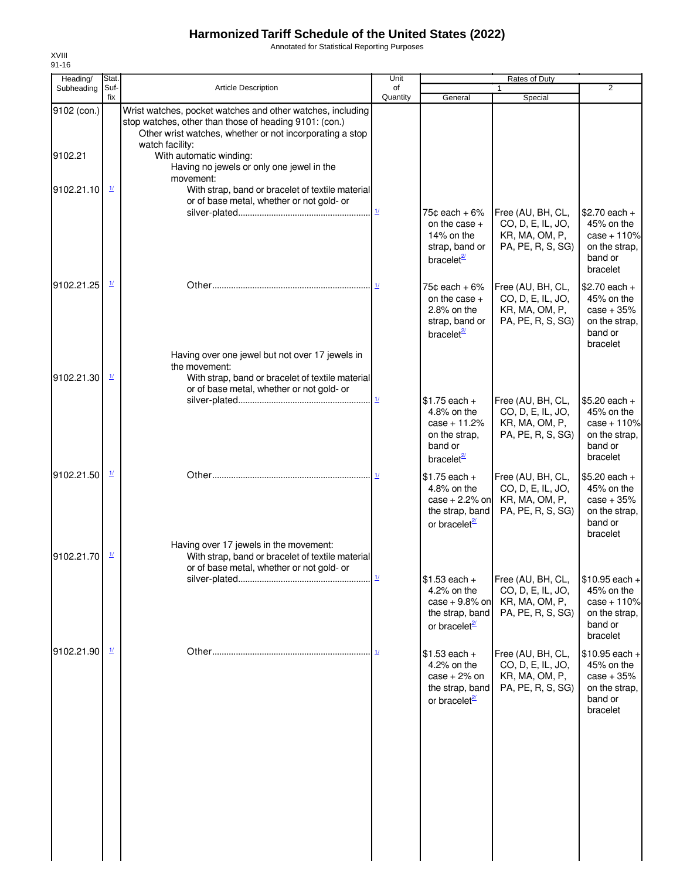# Harmonized Tariff Schedule of the United States (2022)

Annotated for Statistical Reporting Purposes

XVIII
91-16

| Heading/ Subheading | Stat. Suf-fix | Article Description | Unit of Quantity | Rates of Duty 1 General | Special | 2 |
|---|---|---|---|---|---|---|
| 9102 (con.) | | Wrist watches, pocket watches and other watches, including stop watches, other than those of heading 9101: (con.) | | | | |
| | | Other wrist watches, whether or not incorporating a stop watch facility: | | | | |
| 9102.21 | | With automatic winding: | | | | |
| | | Having no jewels or only one jewel in the movement: | | | | |
| 9102.21.10 | 1/ | With strap, band or bracelet of textile material or of base metal, whether or not gold- or silver-plated | 1/ | 75¢ each + 6% on the case + 14% on the strap, band or bracelet[2/] | Free (AU, BH, CL, CO, D, E, IL, JO, KR, MA, OM, P, PA, PE, R, S, SG) | $2.70 each + 45% on the case + 110% on the strap, band or bracelet |
| 9102.21.25 | 1/ | Other | 1/ | 75¢ each + 6% on the case + 2.8% on the strap, band or bracelet[2/] | Free (AU, BH, CL, CO, D, E, IL, JO, KR, MA, OM, P, PA, PE, R, S, SG) | $2.70 each + 45% on the case + 35% on the strap, band or bracelet |
| | | Having over one jewel but not over 17 jewels in the movement: | | | | |
| 9102.21.30 | 1/ | With strap, band or bracelet of textile material or of base metal, whether or not gold- or silver-plated | 1/ | $1.75 each + 4.8% on the case + 11.2% on the strap, band or bracelet[2/] | Free (AU, BH, CL, CO, D, E, IL, JO, KR, MA, OM, P, PA, PE, R, S, SG) | $5.20 each + 45% on the case + 110% on the strap, band or bracelet |
| 9102.21.50 | 1/ | Other | 1/ | $1.75 each + 4.8% on the case + 2.2% on the strap, band or bracelet[2/] | Free (AU, BH, CL, CO, D, E, IL, JO, KR, MA, OM, P, PA, PE, R, S, SG) | $5.20 each + 45% on the case + 35% on the strap, band or bracelet |
| | | Having over 17 jewels in the movement: | | | | |
| 9102.21.70 | 1/ | With strap, band or bracelet of textile material or of base metal, whether or not gold- or silver-plated | 1/ | $1.53 each + 4.2% on the case + 9.8% on the strap, band or bracelet[2/] | Free (AU, BH, CL, CO, D, E, IL, JO, KR, MA, OM, P, PA, PE, R, S, SG) | $10.95 each + 45% on the case + 110% on the strap, band or bracelet |
| 9102.21.90 | 1/ | Other | 1/ | $1.53 each + 4.2% on the case + 2% on the strap, band or bracelet[2/] | Free (AU, BH, CL, CO, D, E, IL, JO, KR, MA, OM, P, PA, PE, R, S, SG) | $10.95 each + 45% on the case + 35% on the strap, band or bracelet |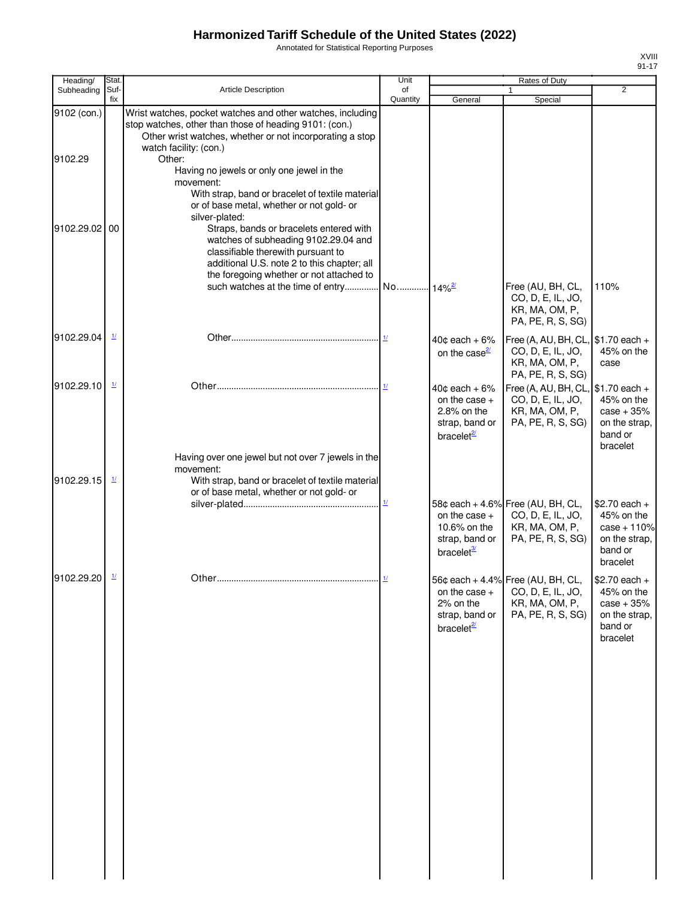# Harmonized Tariff Schedule of the United States (2022)

Annotated for Statistical Reporting Purposes

XVIII
91-17

| Heading/ Subheading | Stat. Suf- fix | Article Description | Unit of Quantity | Rates of Duty 1 General | Special | 2 |
|---|---|---|---|---|---|---|
| 9102 (con.) | | Wrist watches, pocket watches and other watches, including stop watches, other than those of heading 9101: (con.) | | | | |
| | | Other wrist watches, whether or not incorporating a stop watch facility: (con.) | | | | |
| 9102.29 | | Other: | | | | |
| | | Having no jewels or only one jewel in the movement: | | | | |
| | | With strap, band or bracelet of textile material or of base metal, whether or not gold- or silver-plated: | | | | |
| 9102.29.02 | 00 | Straps, bands or bracelets entered with watches of subheading 9102.29.04 and classifiable therewith pursuant to additional U.S. note 2 to this chapter; all the foregoing whether or not attached to such watches at the time of entry | No. | 14%[2/] | Free (AU, BH, CL, CO, D, E, IL, JO, KR, MA, OM, P, PA, PE, R, S, SG) | 110% |
| 9102.29.04 | [1/] | Other | [1/] | 40¢ each + 6% on the case[2/] | Free (A, AU, BH, CL, CO, D, E, IL, JO, KR, MA, OM, P, PA, PE, R, S, SG) | $1.70 each + 45% on the case |
| 9102.29.10 | [1/] | Other | [1/] | 40¢ each + 6% on the case + 2.8% on the strap, band or bracelet[2/] | Free (A, AU, BH, CL, CO, D, E, IL, JO, KR, MA, OM, P, PA, PE, R, S, SG) | $1.70 each + 45% on the case + 35% on the strap, band or bracelet |
| | | Having over one jewel but not over 7 jewels in the movement: | | | | |
| 9102.29.15 | [1/] | With strap, band or bracelet of textile material or of base metal, whether or not gold- or silver-plated | [1/] | 58¢ each + 4.6% on the case + 10.6% on the strap, band or bracelet[3/] | Free (AU, BH, CL, CO, D, E, IL, JO, KR, MA, OM, P, PA, PE, R, S, SG) | $2.70 each + 45% on the case + 110% on the strap, band or bracelet |
| 9102.29.20 | [1/] | Other | [1/] | 56¢ each + 4.4% on the case + 2% on the strap, band or bracelet[2/] | Free (AU, BH, CL, CO, D, E, IL, JO, KR, MA, OM, P, PA, PE, R, S, SG) | $2.70 each + 45% on the case + 35% on the strap, band or bracelet |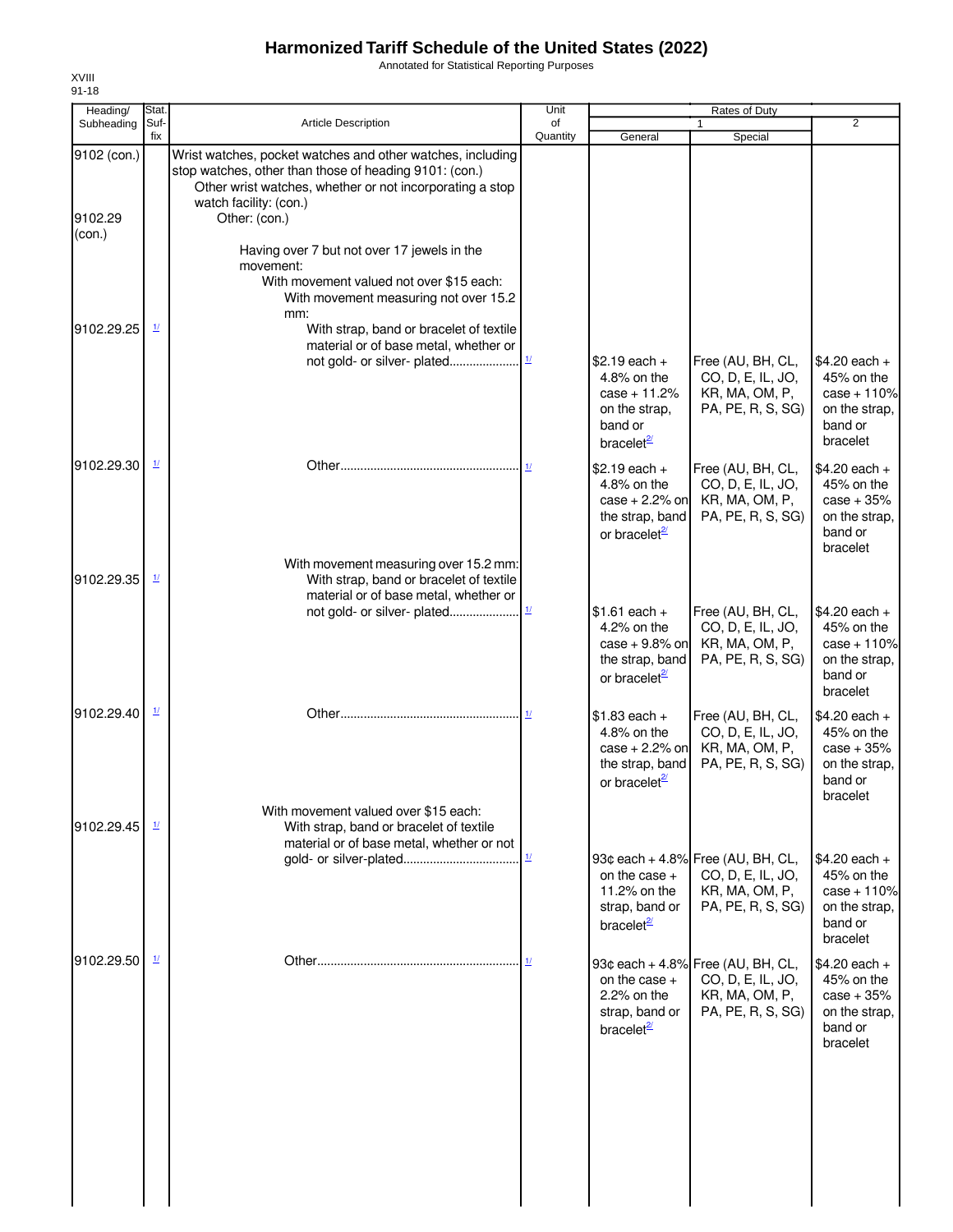# Harmonized Tariff Schedule of the United States (2022)

Annotated for Statistical Reporting Purposes

XVIII
91-18

| Heading/ Subheading | Stat. Suf-fix | Article Description | Unit of Quantity | Rates of Duty 1 General | Special | 2 |
|---|---|---|---|---|---|---|
| 9102 (con.) | | Wrist watches, pocket watches and other watches, including stop watches, other than those of heading 9101: (con.) | | | | |
| | | Other wrist watches, whether or not incorporating a stop watch facility: (con.) | | | | |
| 9102.29 (con.) | | Other: (con.) | | | | |
| | | Having over 7 but not over 17 jewels in the movement: | | | | |
| | | With movement valued not over $15 each: | | | | |
| | | With movement measuring not over 15.2 mm: | | | | |
| 9102.29.25 | 1/ | With strap, band or bracelet of textile material or of base metal, whether or not gold- or silver- plated | 1/ | $2.19 each + 4.8% on the case + 11.2% on the strap, band or bracelet 2/ | Free (AU, BH, CL, CO, D, E, IL, JO, KR, MA, OM, P, PA, PE, R, S, SG) | $4.20 each + 45% on the case + 110% on the strap, band or bracelet |
| 9102.29.30 | 1/ | Other | 1/ | $2.19 each + 4.8% on the case + 2.2% on the strap, band or bracelet 2/ | Free (AU, BH, CL, CO, D, E, IL, JO, KR, MA, OM, P, PA, PE, R, S, SG) | $4.20 each + 45% on the case + 35% on the strap, band or bracelet |
| | | With movement measuring over 15.2 mm: | | | | |
| 9102.29.35 | 1/ | With strap, band or bracelet of textile material or of base metal, whether or not gold- or silver- plated | 1/ | $1.61 each + 4.2% on the case + 9.8% on the strap, band or bracelet 2/ | Free (AU, BH, CL, CO, D, E, IL, JO, KR, MA, OM, P, PA, PE, R, S, SG) | $4.20 each + 45% on the case + 110% on the strap, band or bracelet |
| 9102.29.40 | 1/ | Other | 1/ | $1.83 each + 4.8% on the case + 2.2% on the strap, band or bracelet 2/ | Free (AU, BH, CL, CO, D, E, IL, JO, KR, MA, OM, P, PA, PE, R, S, SG) | $4.20 each + 45% on the case + 35% on the strap, band or bracelet |
| | | With movement valued over $15 each: | | | | |
| 9102.29.45 | 1/ | With strap, band or bracelet of textile material or of base metal, whether or not gold- or silver-plated | 1/ | 93¢ each + 4.8% on the case + 11.2% on the strap, band or bracelet 2/ | Free (AU, BH, CL, CO, D, E, IL, JO, KR, MA, OM, P, PA, PE, R, S, SG) | $4.20 each + 45% on the case + 110% on the strap, band or bracelet |
| 9102.29.50 | 1/ | Other | 1/ | 93¢ each + 4.8% on the case + 2.2% on the strap, band or bracelet 2/ | Free (AU, BH, CL, CO, D, E, IL, JO, KR, MA, OM, P, PA, PE, R, S, SG) | $4.20 each + 45% on the case + 35% on the strap, band or bracelet |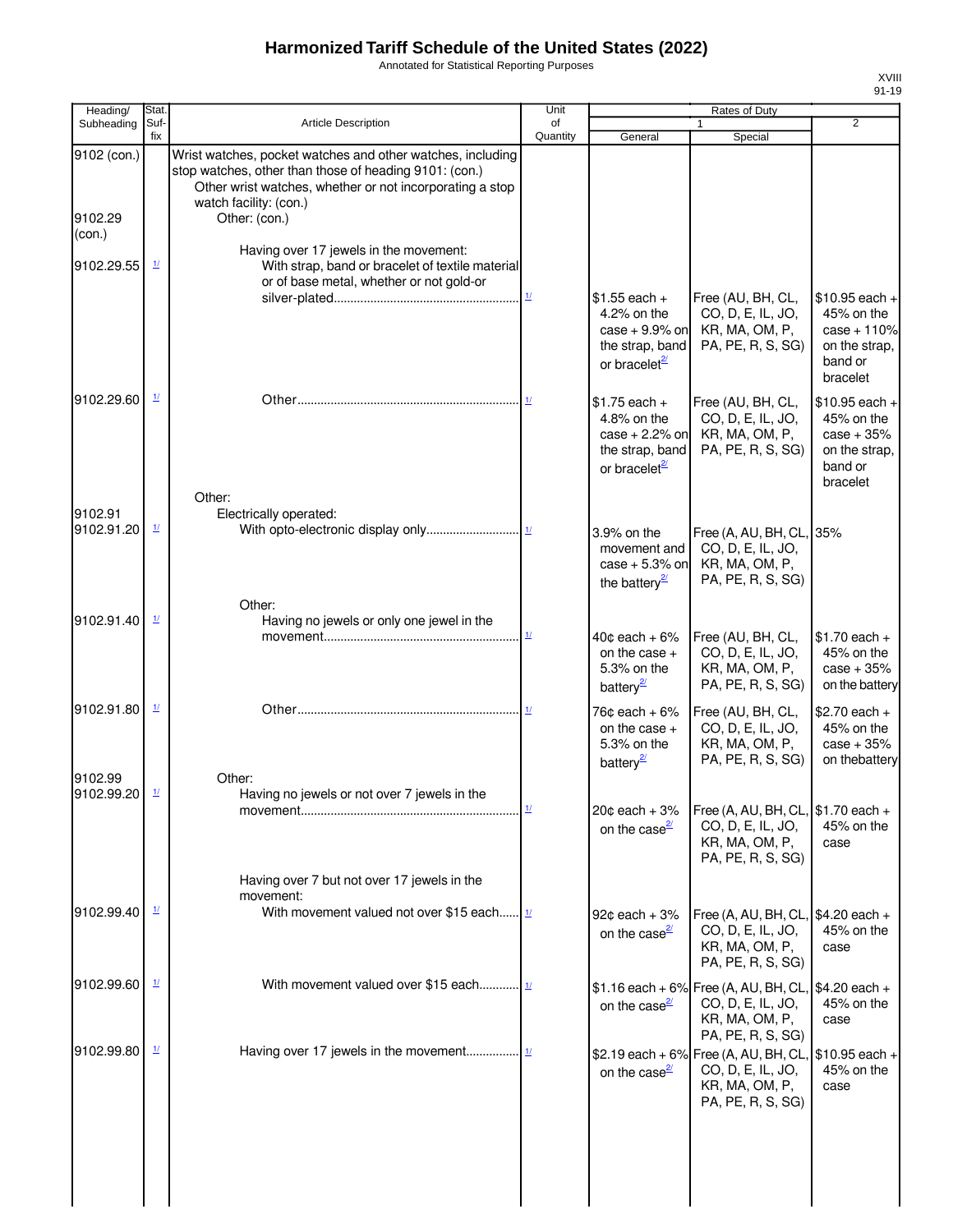# Harmonized Tariff Schedule of the United States (2022)

Annotated for Statistical Reporting Purposes

XVIII
91-19

| Heading/ Subheading | Stat. Suf- fix | Article Description | Unit of Quantity | Rates of Duty 1 General | Special | 2 |
|---|---|---|---|---|---|---|
| 9102 (con.) | | Wrist watches, pocket watches and other watches, including stop watches, other than those of heading 9101: (con.) | | | | |
| | | Other wrist watches, whether or not incorporating a stop watch facility: (con.) | | | | |
| 9102.29 (con.) | | Other: (con.) | | | | |
| | | Having over 17 jewels in the movement: | | | | |
| 9102.29.55 | 1/ | With strap, band or bracelet of textile material or of base metal, whether or not gold-or silver-plated | 1/ | $1.55 each + 4.2% on the case + 9.9% on the strap, band or bracelet 2/ | Free (AU, BH, CL, CO, D, E, IL, JO, KR, MA, OM, P, PA, PE, R, S, SG) | $10.95 each + 45% on the case + 110% on the strap, band or bracelet |
| 9102.29.60 | 1/ | Other | 1/ | $1.75 each + 4.8% on the case + 2.2% on the strap, band or bracelet 2/ | Free (AU, BH, CL, CO, D, E, IL, JO, KR, MA, OM, P, PA, PE, R, S, SG) | $10.95 each + 45% on the case + 35% on the strap, band or bracelet |
| | | Other: | | | | |
| 9102.91 | | Electrically operated: | | | | |
| 9102.91.20 | 1/ | With opto-electronic display only | 1/ | 3.9% on the movement and case + 5.3% on the battery 2/ | Free (A, AU, BH, CL, CO, D, E, IL, JO, KR, MA, OM, P, PA, PE, R, S, SG) | 35% |
| | | Other: | | | | |
| 9102.91.40 | 1/ | Having no jewels or only one jewel in the movement | 1/ | 40¢ each + 6% on the case + 5.3% on the battery 2/ | Free (AU, BH, CL, CO, D, E, IL, JO, KR, MA, OM, P, PA, PE, R, S, SG) | $1.70 each + 45% on the case + 35% on the battery |
| 9102.91.80 | 1/ | Other | 1/ | 76¢ each + 6% on the case + 5.3% on the battery 2/ | Free (AU, BH, CL, CO, D, E, IL, JO, KR, MA, OM, P, PA, PE, R, S, SG) | $2.70 each + 45% on the case + 35% on thebattery |
| 9102.99 | | Other: | | | | |
| 9102.99.20 | 1/ | Having no jewels or not over 7 jewels in the movement | 1/ | 20¢ each + 3% on the case 2/ | Free (A, AU, BH, CL, CO, D, E, IL, JO, KR, MA, OM, P, PA, PE, R, S, SG) | $1.70 each + 45% on the case |
| | | Having over 7 but not over 17 jewels in the movement: | | | | |
| 9102.99.40 | 1/ | With movement valued not over $15 each | 1/ | 92¢ each + 3% on the case 2/ | Free (A, AU, BH, CL, CO, D, E, IL, JO, KR, MA, OM, P, PA, PE, R, S, SG) | $4.20 each + 45% on the case |
| 9102.99.60 | 1/ | With movement valued over $15 each | 1/ | $1.16 each + 6% on the case 2/ | Free (A, AU, BH, CL, CO, D, E, IL, JO, KR, MA, OM, P, PA, PE, R, S, SG) | $4.20 each + 45% on the case |
| 9102.99.80 | 1/ | Having over 17 jewels in the movement | 1/ | $2.19 each + 6% on the case 2/ | Free (A, AU, BH, CL, CO, D, E, IL, JO, KR, MA, OM, P, PA, PE, R, S, SG) | $10.95 each + 45% on the case |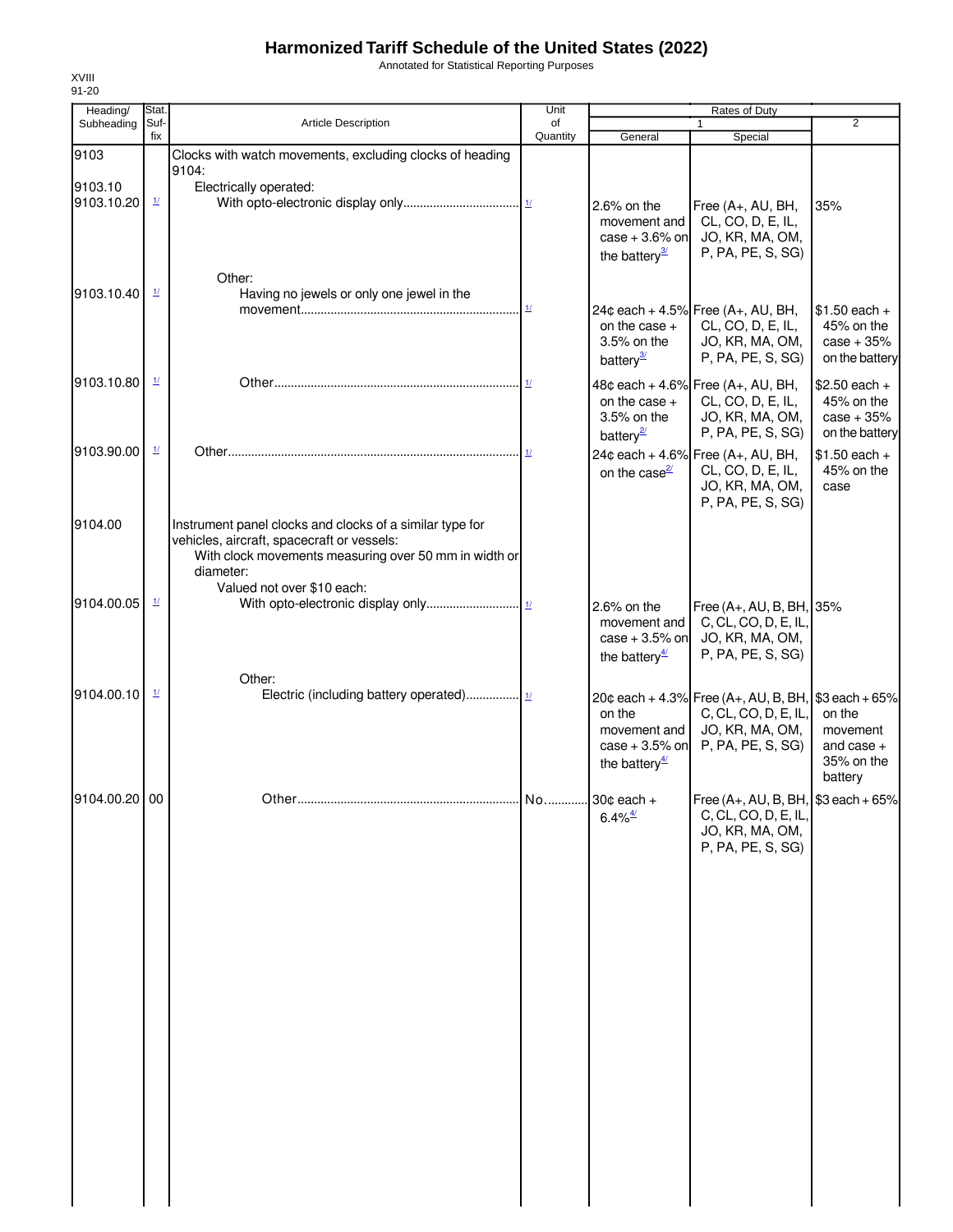# Harmonized Tariff Schedule of the United States (2022)

Annotated for Statistical Reporting Purposes

XVIII
91-20

| Heading/ Subheading | Stat. Suf-fix | Article Description | Unit of Quantity | Rates of Duty 1 General | Special | 2 |
|---|---|---|---|---|---|---|
| 9103 | | Clocks with watch movements, excluding clocks of heading 9104: | | | | |
| 9103.10 | | Electrically operated: | | | | |
| 9103.10.20 | 1/ | With opto-electronic display only | 1/ | 2.6% on the movement and case + 3.6% on the battery[3/] | Free (A+, AU, BH, CL, CO, D, E, IL, JO, KR, MA, OM, P, PA, PE, S, SG) | 35% |
| | | Other: | | | | |
| 9103.10.40 | 1/ | Having no jewels or only one jewel in the movement | 1/ | 24¢ each + 4.5% on the case + 3.5% on the battery[3/] | Free (A+, AU, BH, CL, CO, D, E, IL, JO, KR, MA, OM, P, PA, PE, S, SG) | $1.50 each + 45% on the case + 35% on the battery |
| 9103.10.80 | 1/ | Other | 1/ | 48¢ each + 4.6% on the case + 3.5% on the battery[2/] | Free (A+, AU, BH, CL, CO, D, E, IL, JO, KR, MA, OM, P, PA, PE, S, SG) | $2.50 each + 45% on the case + 35% on the battery |
| 9103.90.00 | 1/ | Other | 1/ | 24¢ each + 4.6% on the case[2/] | Free (A+, AU, BH, CL, CO, D, E, IL, JO, KR, MA, OM, P, PA, PE, S, SG) | $1.50 each + 45% on the case |
| 9104.00 | | Instrument panel clocks and clocks of a similar type for vehicles, aircraft, spacecraft or vessels: | | | | |
| | | With clock movements measuring over 50 mm in width or diameter: | | | | |
| | | Valued not over $10 each: | | | | |
| 9104.00.05 | 1/ | With opto-electronic display only | 1/ | 2.6% on the movement and case + 3.5% on the battery[4/] | Free (A+, AU, B, BH, C, CL, CO, D, E, IL, JO, KR, MA, OM, P, PA, PE, S, SG) | 35% |
| | | Other: | | | | |
| 9104.00.10 | 1/ | Electric (including battery operated) | 1/ | 20¢ each + 4.3% on the movement and case + 3.5% on the battery[4/] | Free (A+, AU, B, BH, C, CL, CO, D, E, IL, JO, KR, MA, OM, P, PA, PE, S, SG) | $3 each + 65% on the movement and case + 35% on the battery |
| 9104.00.20 | 00 | Other | No. | 30¢ each + 6.4%[4/] | Free (A+, AU, B, BH, C, CL, CO, D, E, IL, JO, KR, MA, OM, P, PA, PE, S, SG) | $3 each + 65% |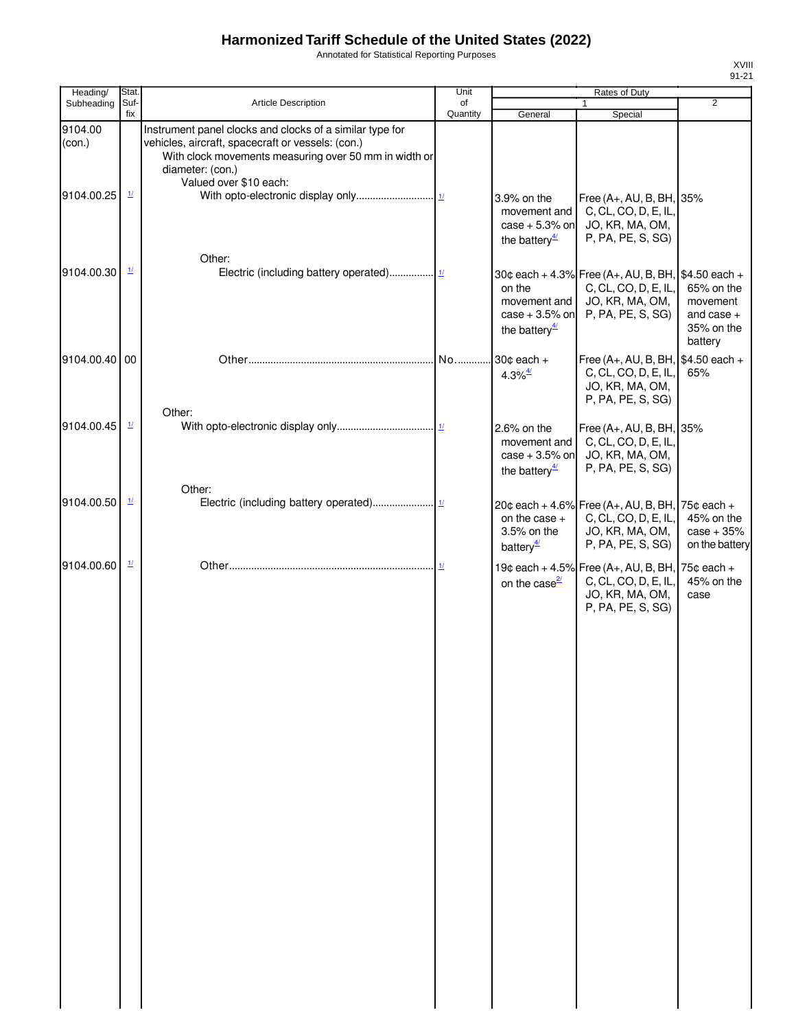# Harmonized Tariff Schedule of the United States (2022)

Annotated for Statistical Reporting Purposes

XVIII
91-21

| Heading/ Subheading | Stat. Suf- fix | Article Description | Unit of Quantity | Rates of Duty 1 General | Special | 2 |
|---|---|---|---|---|---|---|
| 9104.00 (con.) | | Instrument panel clocks and clocks of a similar type for vehicles, aircraft, spacecraft or vessels: (con.) | | | | |
| | | With clock movements measuring over 50 mm in width or diameter: (con.) | | | | |
| | | Valued over $10 each: | | | | |
| 9104.00.25 | 1/ | With opto-electronic display only | 1/ | 3.9% on the movement and case + 5.3% on the battery 4/ | Free (A+, AU, B, BH, C, CL, CO, D, E, IL, JO, KR, MA, OM, P, PA, PE, S, SG) | 35% |
| | | Other: | | | | |
| 9104.00.30 | 1/ | Electric (including battery operated) | 1/ | 30¢ each + 4.3% on the movement and case + 3.5% on the battery 4/ | Free (A+, AU, B, BH, C, CL, CO, D, E, IL, JO, KR, MA, OM, P, PA, PE, S, SG) | $4.50 each + 65% on the movement and case + 35% on the battery |
| 9104.00.40 | 00 | Other | No. | 30¢ each + 4.3% 4/ | Free (A+, AU, B, BH, C, CL, CO, D, E, IL, JO, KR, MA, OM, P, PA, PE, S, SG) | $4.50 each + 65% |
| | | Other: | | | | |
| 9104.00.45 | 1/ | With opto-electronic display only | 1/ | 2.6% on the movement and case + 3.5% on the battery 4/ | Free (A+, AU, B, BH, C, CL, CO, D, E, IL, JO, KR, MA, OM, P, PA, PE, S, SG) | 35% |
| | | Other: | | | | |
| 9104.00.50 | 1/ | Electric (including battery operated) | 1/ | 20¢ each + 4.6% on the case + 3.5% on the battery 4/ | Free (A+, AU, B, BH, C, CL, CO, D, E, IL, JO, KR, MA, OM, P, PA, PE, S, SG) | 75¢ each + 45% on the case + 35% on the battery |
| 9104.00.60 | 1/ | Other | 1/ | 19¢ each + 4.5% on the case 2/ | Free (A+, AU, B, BH, C, CL, CO, D, E, IL, JO, KR, MA, OM, P, PA, PE, S, SG) | 75¢ each + 45% on the case |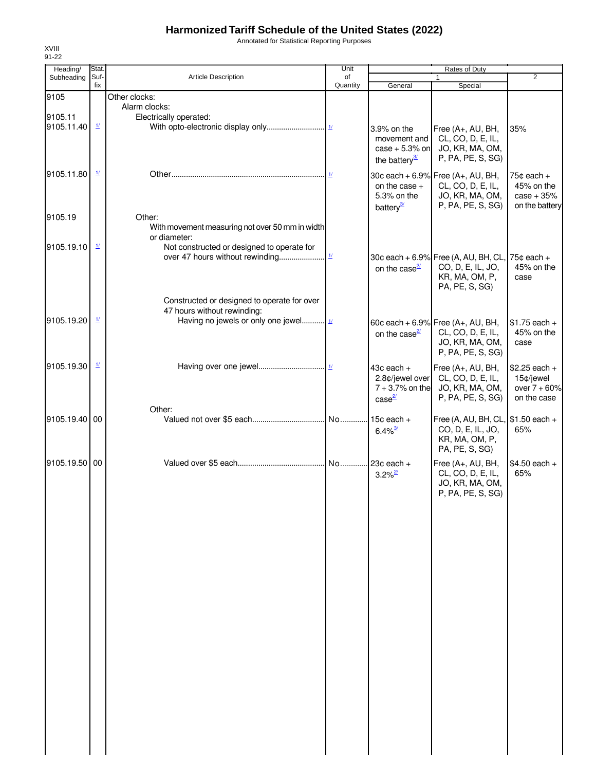# Harmonized Tariff Schedule of the United States (2022)

Annotated for Statistical Reporting Purposes

XVIII
91-22

| Heading/ Subheading | Stat. Suf-fix | Article Description | Unit of Quantity | Rates of Duty 1 General | Special | 2 |
|---|---|---|---|---|---|---|
| 9105 | | Other clocks: | | | | |
| | | Alarm clocks: | | | | |
| 9105.11 | | Electrically operated: | | | | |
| 9105.11.40 | 1/ | With opto-electronic display only | 1/ | 3.9% on the movement and case + 5.3% on the battery[3/] | Free (A+, AU, BH, CL, CO, D, E, IL, JO, KR, MA, OM, P, PA, PE, S, SG) | 35% |
| 9105.11.80 | 1/ | Other | 1/ | 30¢ each + 6.9% on the case + 5.3% on the battery[3/] | Free (A+, AU, BH, CL, CO, D, E, IL, JO, KR, MA, OM, P, PA, PE, S, SG) | 75¢ each + 45% on the case + 35% on the battery |
| 9105.19 | | Other: | | | | |
| | | With movement measuring not over 50 mm in width or diameter: | | | | |
| 9105.19.10 | 1/ | Not constructed or designed to operate for over 47 hours without rewinding | 1/ | 30¢ each + 6.9% on the case[2/] | Free (A, AU, BH, CL, CO, D, E, IL, JO, KR, MA, OM, P, PA, PE, S, SG) | 75¢ each + 45% on the case |
| | | Constructed or designed to operate for over 47 hours without rewinding: | | | | |
| 9105.19.20 | 1/ | Having no jewels or only one jewel | 1/ | 60¢ each + 6.9% on the case[2/] | Free (A+, AU, BH, CL, CO, D, E, IL, JO, KR, MA, OM, P, PA, PE, S, SG) | $1.75 each + 45% on the case |
| 9105.19.30 | 1/ | Having over one jewel | 1/ | 43¢ each + 2.8¢/jewel over 7 + 3.7% on the case[2/] | Free (A+, AU, BH, CL, CO, D, E, IL, JO, KR, MA, OM, P, PA, PE, S, SG) | $2.25 each + 15¢/jewel over 7 + 60% on the case |
| | | Other: | | | | |
| 9105.19.40 | 00 | Valued not over $5 each | No. | 15¢ each + 6.4%[3/] | Free (A, AU, BH, CL, CO, D, E, IL, JO, KR, MA, OM, P, PA, PE, S, SG) | $1.50 each + 65% |
| 9105.19.50 | 00 | Valued over $5 each | No. | 23¢ each + 3.2%[2/] | Free (A+, AU, BH, CL, CO, D, E, IL, JO, KR, MA, OM, P, PA, PE, S, SG) | $4.50 each + 65% |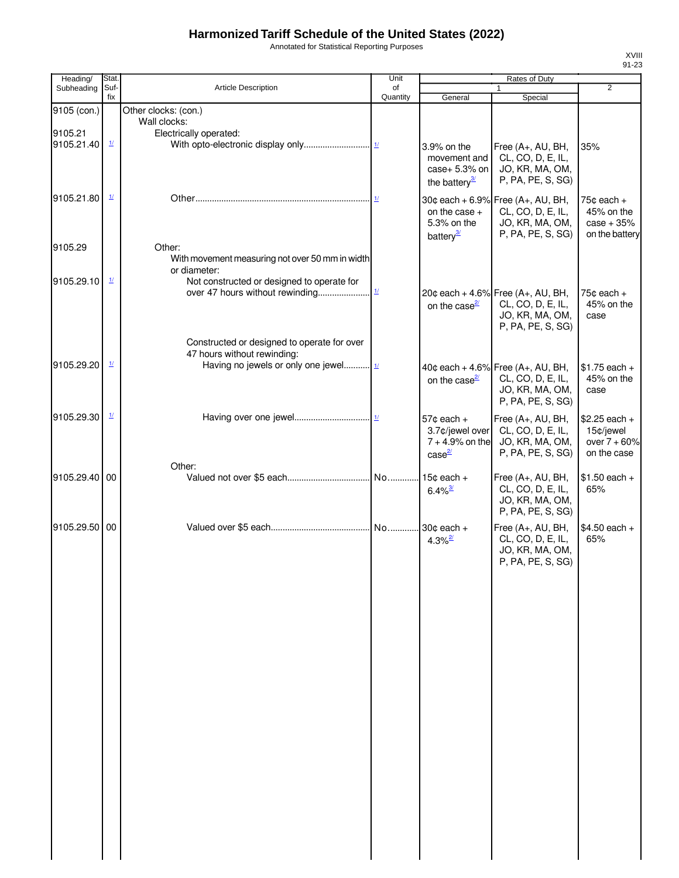# Harmonized Tariff Schedule of the United States (2022)

Annotated for Statistical Reporting Purposes

XVIII
91-23

| Heading/ Subheading | Stat. Suf- fix | Article Description | Unit of Quantity | Rates of Duty 1 General | Special | 2 |
|---|---|---|---|---|---|---|
| 9105 (con.) | | Other clocks: (con.) | | | | |
| | | Wall clocks: | | | | |
| 9105.21 | | Electrically operated: | | | | |
| 9105.21.40 | 1/ | With opto-electronic display only | 1/ | 3.9% on the movement and case+ 5.3% on the battery 3/ | Free (A+, AU, BH, CL, CO, D, E, IL, JO, KR, MA, OM, P, PA, PE, S, SG) | 35% |
| 9105.21.80 | 1/ | Other | 1/ | 30¢ each + 6.9% on the case + 5.3% on the battery 3/ | Free (A+, AU, BH, CL, CO, D, E, IL, JO, KR, MA, OM, P, PA, PE, S, SG) | 75¢ each + 45% on the case + 35% on the battery |
| 9105.29 | | Other: | | | | |
| | | With movement measuring not over 50 mm in width or diameter: | | | | |
| 9105.29.10 | 1/ | Not constructed or designed to operate for over 47 hours without rewinding | 1/ | 20¢ each + 4.6% on the case 2/ | Free (A+, AU, BH, CL, CO, D, E, IL, JO, KR, MA, OM, P, PA, PE, S, SG) | 75¢ each + 45% on the case |
| | | Constructed or designed to operate for over 47 hours without rewinding: | | | | |
| 9105.29.20 | 1/ | Having no jewels or only one jewel | 1/ | 40¢ each + 4.6% on the case 2/ | Free (A+, AU, BH, CL, CO, D, E, IL, JO, KR, MA, OM, P, PA, PE, S, SG) | $1.75 each + 45% on the case |
| 9105.29.30 | 1/ | Having over one jewel | 1/ | 57¢ each + 3.7¢/jewel over 7 + 4.9% on the case 2/ | Free (A+, AU, BH, CL, CO, D, E, IL, JO, KR, MA, OM, P, PA, PE, S, SG) | $2.25 each + 15¢/jewel over 7 + 60% on the case |
| | | Other: | | | | |
| 9105.29.40 | 00 | Valued not over $5 each | No. | 15¢ each + 6.4% 3/ | Free (A+, AU, BH, CL, CO, D, E, IL, JO, KR, MA, OM, P, PA, PE, S, SG) | $1.50 each + 65% |
| 9105.29.50 | 00 | Valued over $5 each | No. | 30¢ each + 4.3% 2/ | Free (A+, AU, BH, CL, CO, D, E, IL, JO, KR, MA, OM, P, PA, PE, S, SG) | $4.50 each + 65% |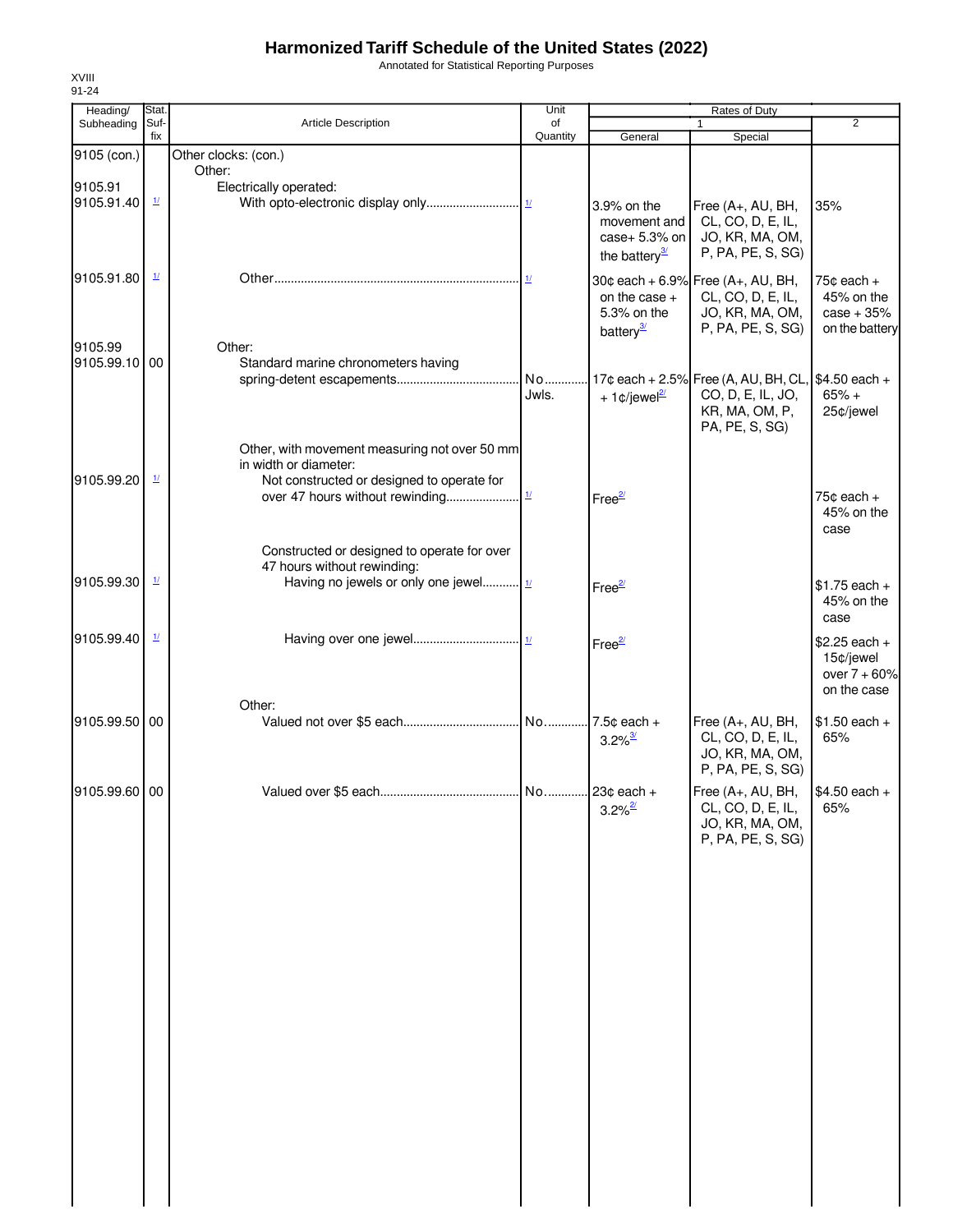# Harmonized Tariff Schedule of the United States (2022)

Annotated for Statistical Reporting Purposes

XVIII
91-24

| Heading/ Subheading | Stat. Suf- fix | Article Description | Unit of Quantity | Rates of Duty 1 General | Special | 2 |
|---|---|---|---|---|---|---|
| 9105 (con.) | | Other clocks: (con.) | | | | |
| | | Other: | | | | |
| 9105.91 | | Electrically operated: | | | | |
| 9105.91.40 | 1/ | With opto-electronic display only | 1/ | 3.9% on the movement and case+ 5.3% on the battery[3/] | Free (A+, AU, BH, CL, CO, D, E, IL, JO, KR, MA, OM, P, PA, PE, S, SG) | 35% |
| 9105.91.80 | 1/ | Other | 1/ | 30¢ each + 6.9% on the case + 5.3% on the battery[3/] | Free (A+, AU, BH, CL, CO, D, E, IL, JO, KR, MA, OM, P, PA, PE, S, SG) | 75¢ each + 45% on the case + 35% on the battery |
| 9105.99 | | Other: | | | | |
| 9105.99.10 | 00 | Standard marine chronometers having spring-detent escapements | No. Jwls. | 17¢ each + 2.5% + 1¢/jewel[2/] | Free (A, AU, BH, CL, CO, D, E, IL, JO, KR, MA, OM, P, PA, PE, S, SG) | $4.50 each + 65% + 25¢/jewel |
| | | Other, with movement measuring not over 50 mm in width or diameter: | | | | |
| 9105.99.20 | 1/ | Not constructed or designed to operate for over 47 hours without rewinding | 1/ | Free[2/] | | 75¢ each + 45% on the case |
| | | Constructed or designed to operate for over 47 hours without rewinding: | | | | |
| 9105.99.30 | 1/ | Having no jewels or only one jewel | 1/ | Free[2/] | | $1.75 each + 45% on the case |
| 9105.99.40 | 1/ | Having over one jewel | 1/ | Free[2/] | | $2.25 each + 15¢/jewel over 7 + 60% on the case |
| | | Other: | | | | |
| 9105.99.50 | 00 | Valued not over $5 each | No. | 7.5¢ each + 3.2%[3/] | Free (A+, AU, BH, CL, CO, D, E, IL, JO, KR, MA, OM, P, PA, PE, S, SG) | $1.50 each + 65% |
| 9105.99.60 | 00 | Valued over $5 each | No. | 23¢ each + 3.2%[2/] | Free (A+, AU, BH, CL, CO, D, E, IL, JO, KR, MA, OM, P, PA, PE, S, SG) | $4.50 each + 65% |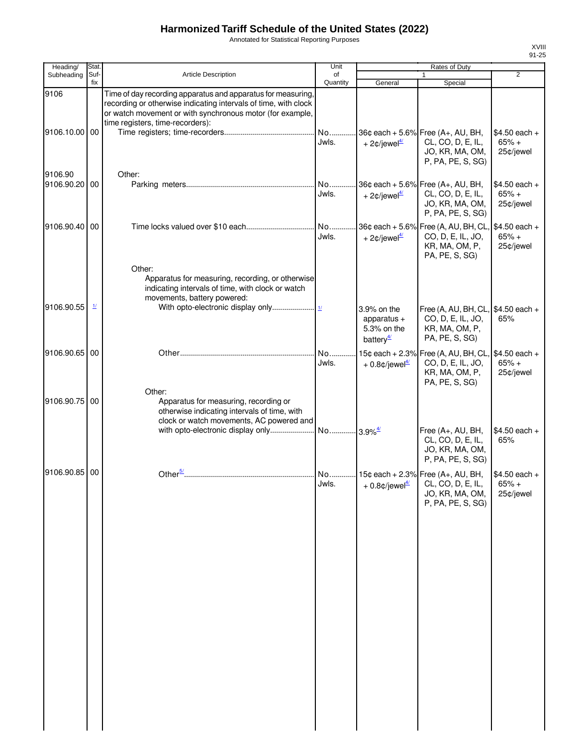# Harmonized Tariff Schedule of the United States (2022)

Annotated for Statistical Reporting Purposes

XVIII
91-25

| Heading/ Subheading | Stat. Suf- fix | Article Description | Unit of Quantity | Rates of Duty 1 General | Rates of Duty 1 Special | Rates of Duty 2 |
|---|---|---|---|---|---|---|
| 9106 | | Time of day recording apparatus and apparatus for measuring, recording or otherwise indicating intervals of time, with clock or watch movement or with synchronous motor (for example, time registers, time-recorders): | | | | |
| 9106.10.00 | 00 | Time registers; time-recorders | No. Jwls. | 36¢ each + 5.6% + 2¢/jewel[4/] | Free (A+, AU, BH, CL, CO, D, E, IL, JO, KR, MA, OM, P, PA, PE, S, SG) | $4.50 each + 65% + 25¢/jewel |
| 9106.90 | | Other: | | | | |
| 9106.90.20 | 00 | Parking meters | No. Jwls. | 36¢ each + 5.6% + 2¢/jewel[4/] | Free (A+, AU, BH, CL, CO, D, E, IL, JO, KR, MA, OM, P, PA, PE, S, SG) | $4.50 each + 65% + 25¢/jewel |
| 9106.90.40 | 00 | Time locks valued over $10 each | No. Jwls. | 36¢ each + 5.6% + 2¢/jewel[4/] | Free (A, AU, BH, CL, CO, D, E, IL, JO, KR, MA, OM, P, PA, PE, S, SG) | $4.50 each + 65% + 25¢/jewel |
| | | Other: | | | | |
| | | Apparatus for measuring, recording, or otherwise indicating intervals of time, with clock or watch movements, battery powered: | | | | |
| 9106.90.55 | [1/] | With opto-electronic display only | [1/] | 3.9% on the apparatus + 5.3% on the battery[4/] | Free (A, AU, BH, CL, CO, D, E, IL, JO, KR, MA, OM, P, PA, PE, S, SG) | $4.50 each + 65% |
| 9106.90.65 | 00 | Other | No. Jwls. | 15¢ each + 2.3% + 0.8¢/jewel[4/] | Free (A, AU, BH, CL, CO, D, E, IL, JO, KR, MA, OM, P, PA, PE, S, SG) | $4.50 each + 65% + 25¢/jewel |
| | | Other: | | | | |
| 9106.90.75 | 00 | Apparatus for measuring, recording or otherwise indicating intervals of time, with clock or watch movements, AC powered and with opto-electronic display only | No. | 3.9%[4/] | Free (A+, AU, BH, CL, CO, D, E, IL, JO, KR, MA, OM, P, PA, PE, S, SG) | $4.50 each + 65% |
| 9106.90.85 | 00 | Other[5/] | No. Jwls. | 15¢ each + 2.3% + 0.8¢/jewel[4/] | Free (A+, AU, BH, CL, CO, D, E, IL, JO, KR, MA, OM, P, PA, PE, S, SG) | $4.50 each + 65% + 25¢/jewel |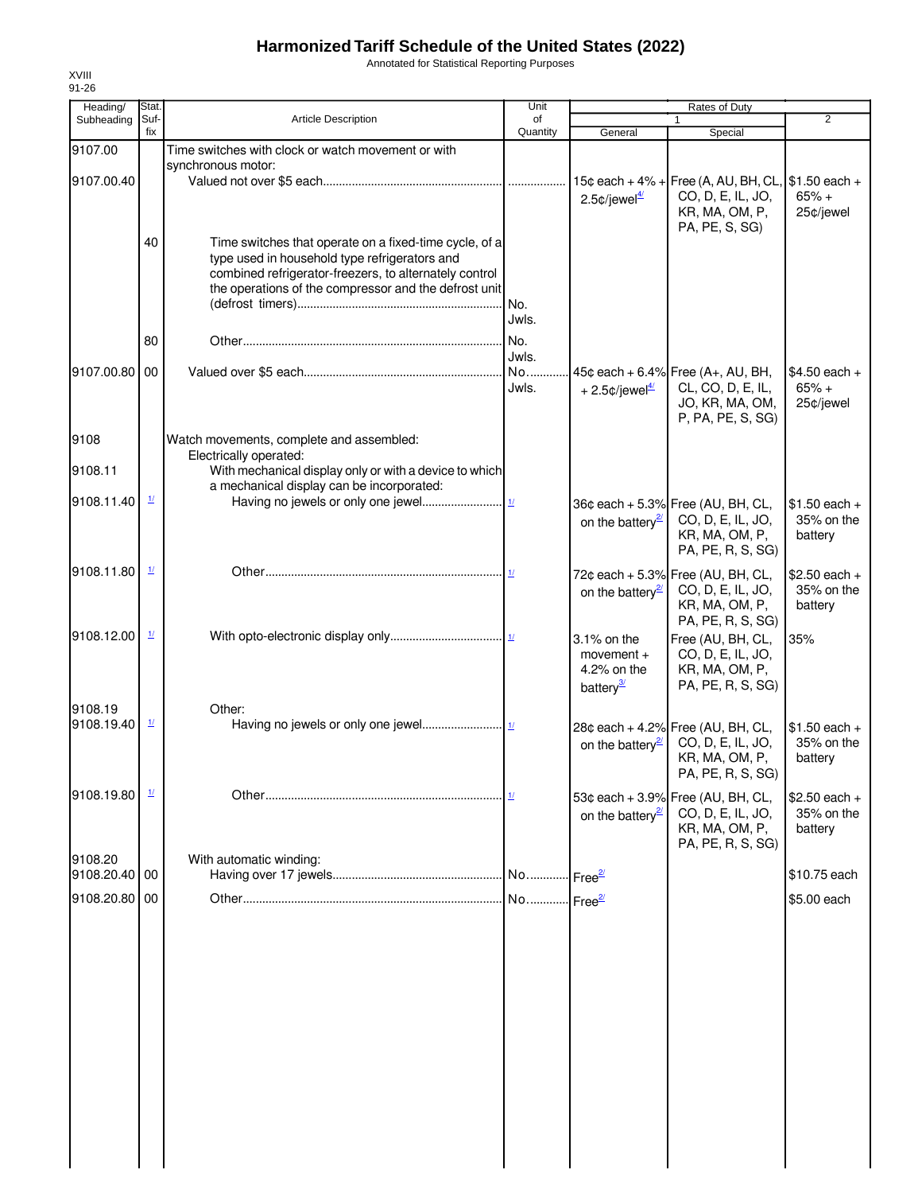# Harmonized Tariff Schedule of the United States (2022)

Annotated for Statistical Reporting Purposes

XVIII
91-26

| Heading/ Subheading | Stat. Suf- fix | Article Description | Unit of Quantity | Rates of Duty 1 General | Special | 2 |
|---|---|---|---|---|---|---|
| 9107.00 | | Time switches with clock or watch movement or with synchronous motor: | | | | |
| 9107.00.40 | | Valued not over $5 each | | 15¢ each + 4% + 2.5¢/jewel[4/] | Free (A, AU, BH, CL, CO, D, E, IL, JO, KR, MA, OM, P, PA, PE, S, SG) | $1.50 each + 65% + 25¢/jewel |
| | 40 | Time switches that operate on a fixed-time cycle, of a type used in household type refrigerators and combined refrigerator-freezers, to alternately control the operations of the compressor and the defrost unit (defrost timers) | No. Jwls. | | | |
| | 80 | Other | No. Jwls. | | | |
| 9107.00.80 | 00 | Valued over $5 each | No. Jwls. | 45¢ each + 6.4% + 2.5¢/jewel[4/] | Free (A+, AU, BH, CL, CO, D, E, IL, JO, KR, MA, OM, P, PA, PE, S, SG) | $4.50 each + 65% + 25¢/jewel |
| 9108 | | Watch movements, complete and assembled: | | | | |
| | | Electrically operated: | | | | |
| 9108.11 | | With mechanical display only or with a device to which a mechanical display can be incorporated: | | | | |
| 9108.11.40 | [1/] | Having no jewels or only one jewel | [1/] | 36¢ each + 5.3% on the battery[2/] | Free (AU, BH, CL, CO, D, E, IL, JO, KR, MA, OM, P, PA, PE, R, S, SG) | $1.50 each + 35% on the battery |
| 9108.11.80 | [1/] | Other | [1/] | 72¢ each + 5.3% on the battery[2/] | Free (AU, BH, CL, CO, D, E, IL, JO, KR, MA, OM, P, PA, PE, R, S, SG) | $2.50 each + 35% on the battery |
| 9108.12.00 | [1/] | With opto-electronic display only | [1/] | 3.1% on the movement + 4.2% on the battery[3/] | Free (AU, BH, CL, CO, D, E, IL, JO, KR, MA, OM, P, PA, PE, R, S, SG) | 35% |
| 9108.19 | | Other: | | | | |
| 9108.19.40 | [1/] | Having no jewels or only one jewel | [1/] | 28¢ each + 4.2% on the battery[2/] | Free (AU, BH, CL, CO, D, E, IL, JO, KR, MA, OM, P, PA, PE, R, S, SG) | $1.50 each + 35% on the battery |
| 9108.19.80 | [1/] | Other | [1/] | 53¢ each + 3.9% on the battery[2/] | Free (AU, BH, CL, CO, D, E, IL, JO, KR, MA, OM, P, PA, PE, R, S, SG) | $2.50 each + 35% on the battery |
| 9108.20 | | With automatic winding: | | | | |
| 9108.20.40 | 00 | Having over 17 jewels | No. | Free[2/] | | $10.75 each |
| 9108.20.80 | 00 | Other | No. | Free[2/] | | $5.00 each |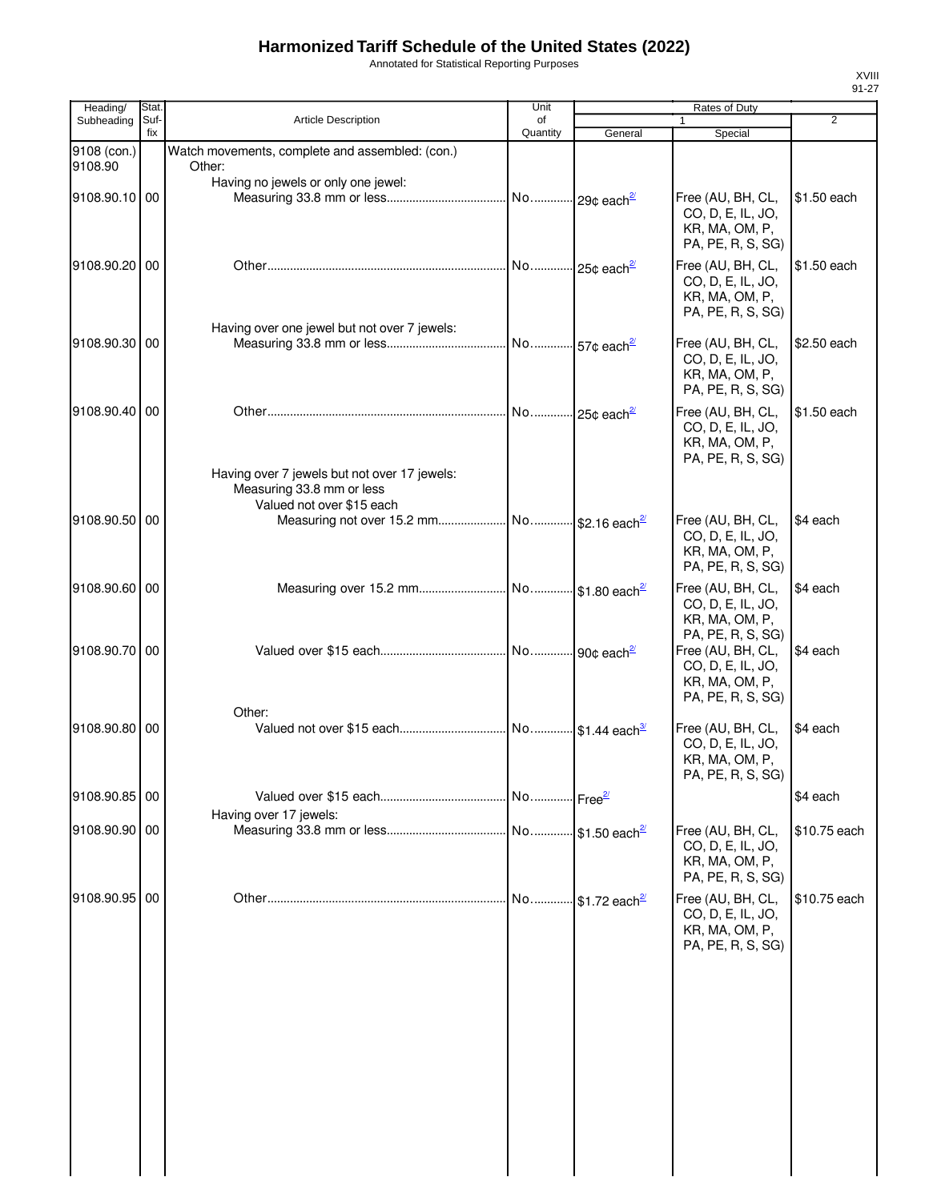# Harmonized Tariff Schedule of the United States (2022)

Annotated for Statistical Reporting Purposes

XVIII
91-27

| Heading/ Subheading | Stat. Suf- fix | Article Description | Unit of Quantity | Rates of Duty 1 General | Special | 2 |
|---|---|---|---|---|---|---|
| 9108 (con.) | | Watch movements, complete and assembled: (con.) | | | | |
| 9108.90 | | Other: | | | | |
| | | Having no jewels or only one jewel: | | | | |
| 9108.90.10 | 00 | Measuring 33.8 mm or less | No. | 29¢ each[2/] | Free (AU, BH, CL, CO, D, E, IL, JO, KR, MA, OM, P, PA, PE, R, S, SG) | $1.50 each |
| 9108.90.20 | 00 | Other | No. | 25¢ each[2/] | Free (AU, BH, CL, CO, D, E, IL, JO, KR, MA, OM, P, PA, PE, R, S, SG) | $1.50 each |
| | | Having over one jewel but not over 7 jewels: | | | | |
| 9108.90.30 | 00 | Measuring 33.8 mm or less | No. | 57¢ each[2/] | Free (AU, BH, CL, CO, D, E, IL, JO, KR, MA, OM, P, PA, PE, R, S, SG) | $2.50 each |
| 9108.90.40 | 00 | Other | No. | 25¢ each[2/] | Free (AU, BH, CL, CO, D, E, IL, JO, KR, MA, OM, P, PA, PE, R, S, SG) | $1.50 each |
| | | Having over 7 jewels but not over 17 jewels: | | | | |
| | | Measuring 33.8 mm or less | | | | |
| | | Valued not over $15 each | | | | |
| 9108.90.50 | 00 | Measuring not over 15.2 mm | No. | $2.16 each[2/] | Free (AU, BH, CL, CO, D, E, IL, JO, KR, MA, OM, P, PA, PE, R, S, SG) | $4 each |
| 9108.90.60 | 00 | Measuring over 15.2 mm | No. | $1.80 each[2/] | Free (AU, BH, CL, CO, D, E, IL, JO, KR, MA, OM, P, PA, PE, R, S, SG) | $4 each |
| 9108.90.70 | 00 | Valued over $15 each | No. | 90¢ each[2/] | Free (AU, BH, CL, CO, D, E, IL, JO, KR, MA, OM, P, PA, PE, R, S, SG) | $4 each |
| | | Other: | | | | |
| 9108.90.80 | 00 | Valued not over $15 each | No. | $1.44 each[3/] | Free (AU, BH, CL, CO, D, E, IL, JO, KR, MA, OM, P, PA, PE, R, S, SG) | $4 each |
| 9108.90.85 | 00 | Valued over $15 each | No. | Free[2/] | | $4 each |
| | | Having over 17 jewels: | | | | |
| 9108.90.90 | 00 | Measuring 33.8 mm or less | No. | $1.50 each[2/] | Free (AU, BH, CL, CO, D, E, IL, JO, KR, MA, OM, P, PA, PE, R, S, SG) | $10.75 each |
| 9108.90.95 | 00 | Other | No. | $1.72 each[2/] | Free (AU, BH, CL, CO, D, E, IL, JO, KR, MA, OM, P, PA, PE, R, S, SG) | $10.75 each |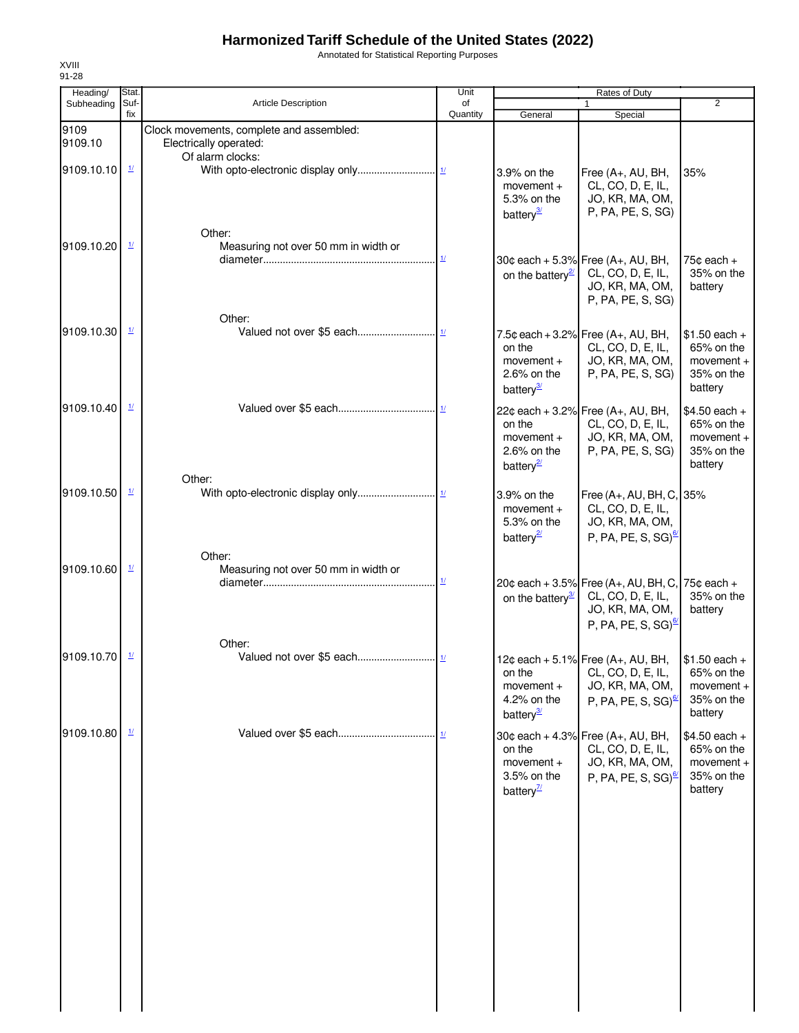# Harmonized Tariff Schedule of the United States (2022)

Annotated for Statistical Reporting Purposes

XVIII
91-28

| Heading/ Subheading | Stat. Suf- fix | Article Description | Unit of Quantity | Rates of Duty 1 General | Special | 2 |
|---|---|---|---|---|---|---|
| 9109 | | Clock movements, complete and assembled: | | | | |
| 9109.10 | | Electrically operated: | | | | |
| | | Of alarm clocks: | | | | |
| 9109.10.10 | 1/ | With opto-electronic display only | 1/ | 3.9% on the movement + 5.3% on the battery3/ | Free (A+, AU, BH, CL, CO, D, E, IL, JO, KR, MA, OM, P, PA, PE, S, SG) | 35% |
| | | Other: | | | | |
| 9109.10.20 | 1/ | Measuring not over 50 mm in width or diameter | 1/ | 30¢ each + 5.3% on the battery2/ | Free (A+, AU, BH, CL, CO, D, E, IL, JO, KR, MA, OM, P, PA, PE, S, SG) | 75¢ each + 35% on the battery |
| | | Other: | | | | |
| 9109.10.30 | 1/ | Valued not over $5 each | 1/ | 7.5¢ each + 3.2% on the movement + 2.6% on the battery3/ | Free (A+, AU, BH, CL, CO, D, E, IL, JO, KR, MA, OM, P, PA, PE, S, SG) | $1.50 each + 65% on the movement + 35% on the battery |
| 9109.10.40 | 1/ | Valued over $5 each | 1/ | 22¢ each + 3.2% on the movement + 2.6% on the battery2/ | Free (A+, AU, BH, CL, CO, D, E, IL, JO, KR, MA, OM, P, PA, PE, S, SG) | $4.50 each + 65% on the movement + 35% on the battery |
| | | Other: | | | | |
| 9109.10.50 | 1/ | With opto-electronic display only | 1/ | 3.9% on the movement + 5.3% on the battery2/ | Free (A+, AU, BH, C, CL, CO, D, E, IL, JO, KR, MA, OM, P, PA, PE, S, SG)6/ | 35% |
| | | Other: | | | | |
| 9109.10.60 | 1/ | Measuring not over 50 mm in width or diameter | 1/ | 20¢ each + 3.5% on the battery3/ | Free (A+, AU, BH, C, CL, CO, D, E, IL, JO, KR, MA, OM, P, PA, PE, S, SG)6/ | 75¢ each + 35% on the battery |
| | | Other: | | | | |
| 9109.10.70 | 1/ | Valued not over $5 each | 1/ | 12¢ each + 5.1% on the movement + 4.2% on the battery3/ | Free (A+, AU, BH, CL, CO, D, E, IL, JO, KR, MA, OM, P, PA, PE, S, SG)6/ | $1.50 each + 65% on the movement + 35% on the battery |
| 9109.10.80 | 1/ | Valued over $5 each | 1/ | 30¢ each + 4.3% on the movement + 3.5% on the battery7/ | Free (A+, AU, BH, CL, CO, D, E, IL, JO, KR, MA, OM, P, PA, PE, S, SG)6/ | $4.50 each + 65% on the movement + 35% on the battery |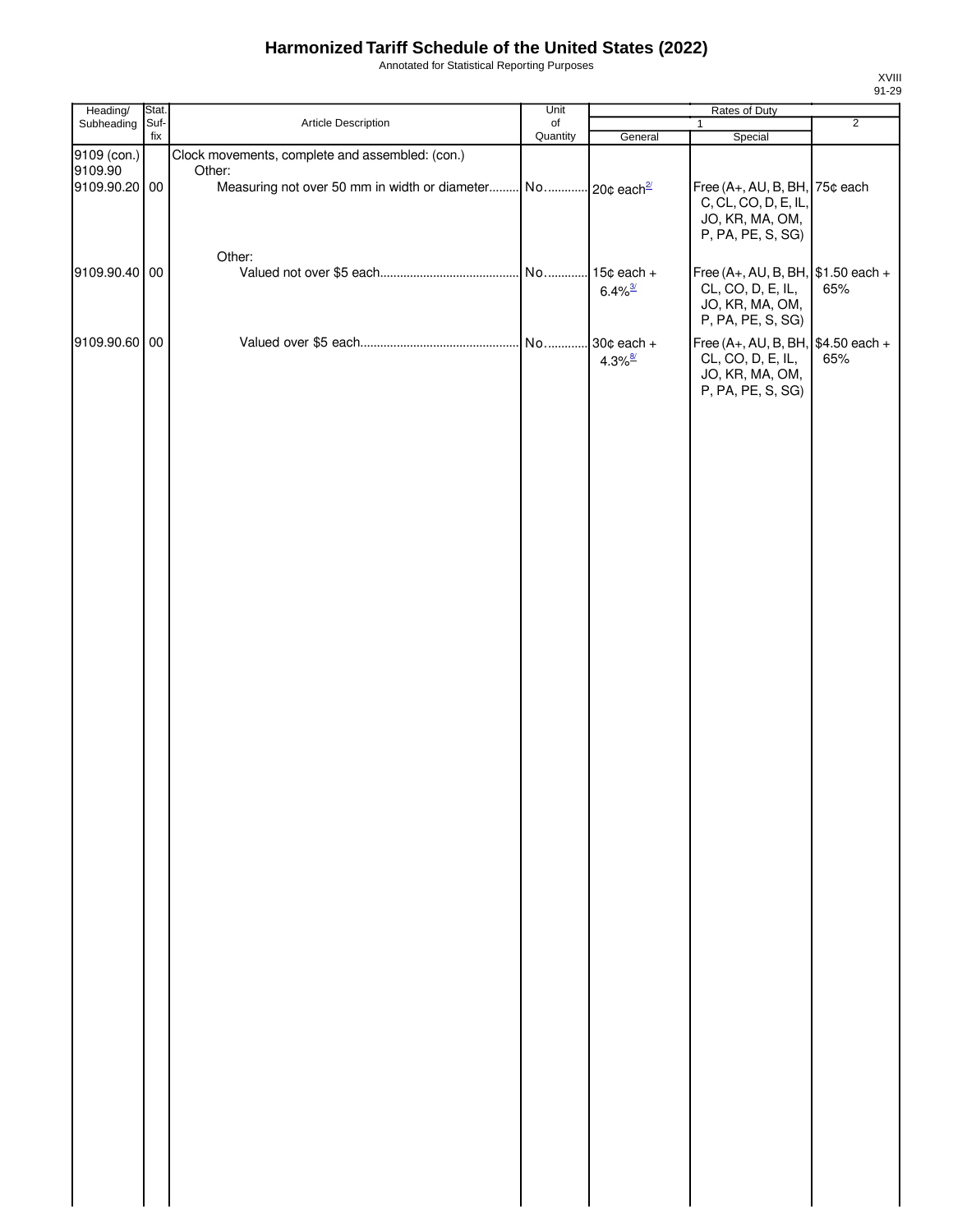# Harmonized Tariff Schedule of the United States (2022)

Annotated for Statistical Reporting Purposes

| Heading/ Subheading | Stat. Suf- fix | Article Description | Unit of Quantity | Rates of Duty | | |
|---|---|---|---|---|---|---|
| | | | | 1 | | 2 |
| | | | | General | Special | |
| 9109 (con.) | | Clock movements, complete and assembled: (con.) | | | | |
| 9109.90 | | Other: | | | | |
| 9109.90.20 | 00 | Measuring not over 50 mm in width or diameter | No. | 20¢ each[2/] | Free (A+, AU, B, BH, C, CL, CO, D, E, IL, JO, KR, MA, OM, P, PA, PE, S, SG) | 75¢ each |
| | | Other: | | | | |
| 9109.90.40 | 00 | Valued not over $5 each | No. | 15¢ each + 6.4%[3/] | Free (A+, AU, B, BH, CL, CO, D, E, IL, JO, KR, MA, OM, P, PA, PE, S, SG) | $1.50 each + 65% |
| 9109.90.60 | 00 | Valued over $5 each | No. | 30¢ each + 4.3%[8/] | Free (A+, AU, B, BH, CL, CO, D, E, IL, JO, KR, MA, OM, P, PA, PE, S, SG) | $4.50 each + 65% |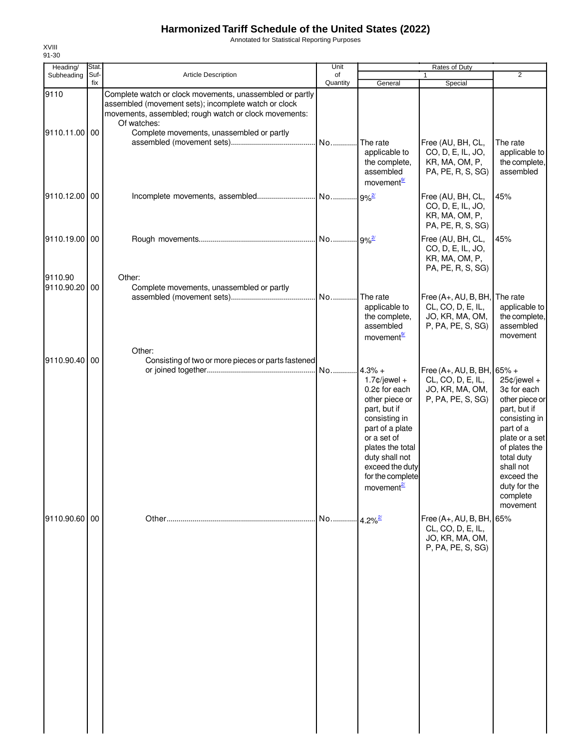# Harmonized Tariff Schedule of the United States (2022)

Annotated for Statistical Reporting Purposes

XVIII
91-30

| Heading/ Subheading | Stat. Suf- fix | Article Description | Unit of Quantity | Rates of Duty 1 General | Special | 2 |
|---|---|---|---|---|---|---|
| 9110 | | Complete watch or clock movements, unassembled or partly assembled (movement sets); incomplete watch or clock movements, assembled; rough watch or clock movements: | | | | |
| | | Of watches: | | | | |
| 9110.11.00 | 00 | Complete movements, unassembled or partly assembled (movement sets) | No. | The rate applicable to the complete, assembled movement[9/] | Free (AU, BH, CL, CO, D, E, IL, JO, KR, MA, OM, P, PA, PE, R, S, SG) | The rate applicable to the complete, assembled |
| 9110.12.00 | 00 | Incomplete movements, assembled | No. | 9%[2/] | Free (AU, BH, CL, CO, D, E, IL, JO, KR, MA, OM, P, PA, PE, R, S, SG) | 45% |
| 9110.19.00 | 00 | Rough movements | No. | 9%[2/] | Free (AU, BH, CL, CO, D, E, IL, JO, KR, MA, OM, P, PA, PE, R, S, SG) | 45% |
| 9110.90 | | Other: | | | | |
| 9110.90.20 | 00 | Complete movements, unassembled or partly assembled (movement sets) | No. | The rate applicable to the complete, assembled movement[9/] | Free (A+, AU, B, BH, CL, CO, D, E, IL, JO, KR, MA, OM, P, PA, PE, S, SG) | The rate applicable to the complete, assembled movement |
| | | Other: | | | | |
| 9110.90.40 | 00 | Consisting of two or more pieces or parts fastened or joined together | No. | 4.3% + 1.7¢/jewel + 0.2¢ for each other piece or part, but if consisting in part of a plate or a set of plates the total duty shall not exceed the duty for the complete movement[2/] | Free (A+, AU, B, BH, CL, CO, D, E, IL, JO, KR, MA, OM, P, PA, PE, S, SG) | 65% + 25¢/jewel + 3¢ for each other piece or part, but if consisting in part of a plate or a set of plates the total duty shall not exceed the duty for the complete movement |
| 9110.90.60 | 00 | Other | No. | 4.2%[2/] | Free (A+, AU, B, BH, CL, CO, D, E, IL, JO, KR, MA, OM, P, PA, PE, S, SG) | 65% |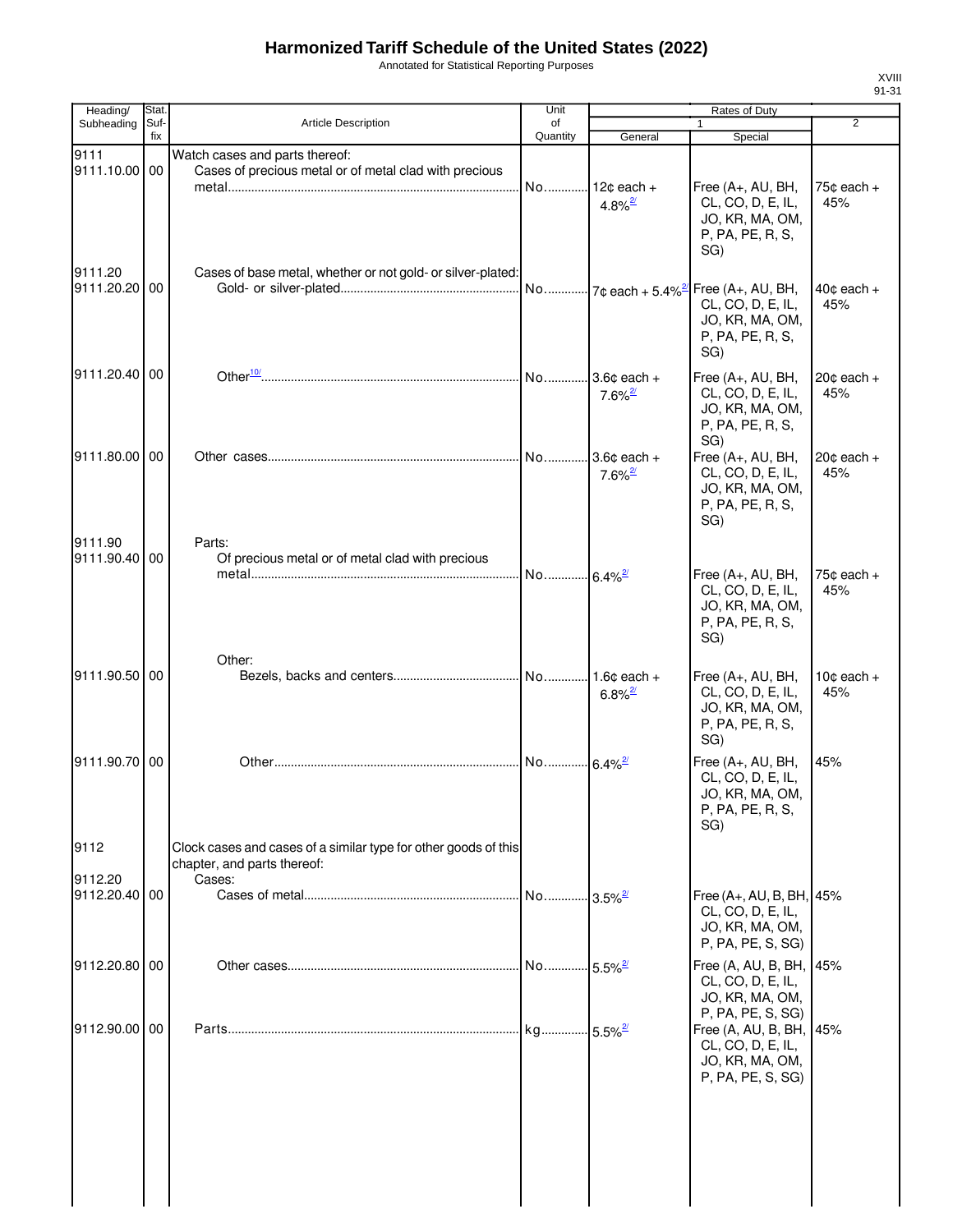# Harmonized Tariff Schedule of the United States (2022)

Annotated for Statistical Reporting Purposes

| Heading/ Subheading | Stat. Suf- fix | Article Description | Unit of Quantity | Rates of Duty 1 General | Special | 2 |
|---|---|---|---|---|---|---|
| 9111 | | Watch cases and parts thereof: | | | | |
| 9111.10.00 | 00 | Cases of precious metal or of metal clad with precious metal | No. | 12¢ each + 4.8%[2/] | Free (A+, AU, BH, CL, CO, D, E, IL, JO, KR, MA, OM, P, PA, PE, R, S, SG) | 75¢ each + 45% |
| 9111.20 | | Cases of base metal, whether or not gold- or silver-plated: | | | | |
| 9111.20.20 | 00 | Gold- or silver-plated | No. | 7¢ each + 5.4%[2/] | Free (A+, AU, BH, CL, CO, D, E, IL, JO, KR, MA, OM, P, PA, PE, R, S, SG) | 40¢ each + 45% |
| 9111.20.40 | 00 | Other[10/] | No. | 3.6¢ each + 7.6%[2/] | Free (A+, AU, BH, CL, CO, D, E, IL, JO, KR, MA, OM, P, PA, PE, R, S, SG) | 20¢ each + 45% |
| 9111.80.00 | 00 | Other cases | No. | 3.6¢ each + 7.6%[2/] | Free (A+, AU, BH, CL, CO, D, E, IL, JO, KR, MA, OM, P, PA, PE, R, S, SG) | 20¢ each + 45% |
| 9111.90 | | Parts: | | | | |
| 9111.90.40 | 00 | Of precious metal or of metal clad with precious metal | No. | 6.4%[2/] | Free (A+, AU, BH, CL, CO, D, E, IL, JO, KR, MA, OM, P, PA, PE, R, S, SG) | 75¢ each + 45% |
| | | Other: | | | | |
| 9111.90.50 | 00 | Bezels, backs and centers | No. | 1.6¢ each + 6.8%[2/] | Free (A+, AU, BH, CL, CO, D, E, IL, JO, KR, MA, OM, P, PA, PE, R, S, SG) | 10¢ each + 45% |
| 9111.90.70 | 00 | Other | No. | 6.4%[2/] | Free (A+, AU, BH, CL, CO, D, E, IL, JO, KR, MA, OM, P, PA, PE, R, S, SG) | 45% |
| 9112 | | Clock cases and cases of a similar type for other goods of this chapter, and parts thereof: | | | | |
| 9112.20 | | Cases: | | | | |
| 9112.20.40 | 00 | Cases of metal | No. | 3.5%[2/] | Free (A+, AU, B, BH, CL, CO, D, E, IL, JO, KR, MA, OM, P, PA, PE, S, SG) | 45% |
| 9112.20.80 | 00 | Other cases | No. | 5.5%[2/] | Free (A, AU, B, BH, CL, CO, D, E, IL, JO, KR, MA, OM, P, PA, PE, S, SG) | 45% |
| 9112.90.00 | 00 | Parts | kg | 5.5%[2/] | Free (A, AU, B, BH, CL, CO, D, E, IL, JO, KR, MA, OM, P, PA, PE, S, SG) | 45% |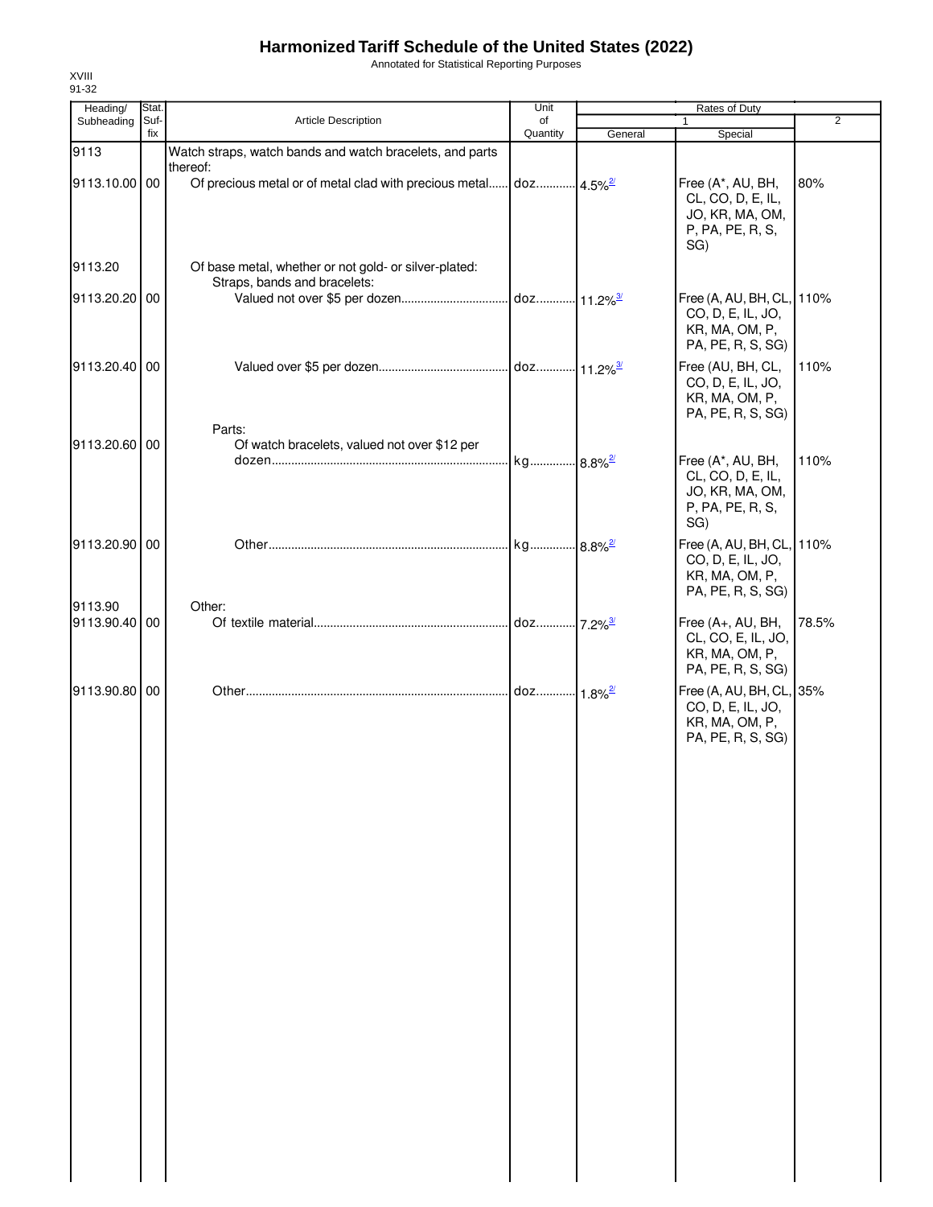# Harmonized Tariff Schedule of the United States (2022)

Annotated for Statistical Reporting Purposes

XVIII
91-32

| Heading/ Subheading | Stat. Suf- fix | Article Description | Unit of Quantity | Rates of Duty 1 General | Special | 2 |
|---|---|---|---|---|---|---|
| 9113 | | Watch straps, watch bands and watch bracelets, and parts thereof: | | | | |
| 9113.10.00 | 00 | Of precious metal or of metal clad with precious metal | doz | 4.5%[2/] | Free (A*, AU, BH, CL, CO, D, E, IL, JO, KR, MA, OM, P, PA, PE, R, S, SG) | 80% |
| 9113.20 | | Of base metal, whether or not gold- or silver-plated: | | | | |
| | | Straps, bands and bracelets: | | | | |
| 9113.20.20 | 00 | Valued not over $5 per dozen | doz | 11.2%[3/] | Free (A, AU, BH, CL, CO, D, E, IL, JO, KR, MA, OM, P, PA, PE, R, S, SG) | 110% |
| 9113.20.40 | 00 | Valued over $5 per dozen | doz | 11.2%[3/] | Free (AU, BH, CL, CO, D, E, IL, JO, KR, MA, OM, P, PA, PE, R, S, SG) | 110% |
| | | Parts: | | | | |
| 9113.20.60 | 00 | Of watch bracelets, valued not over $12 per dozen | kg | 8.8%[2/] | Free (A*, AU, BH, CL, CO, D, E, IL, JO, KR, MA, OM, P, PA, PE, R, S, SG) | 110% |
| 9113.20.90 | 00 | Other | kg | 8.8%[2/] | Free (A, AU, BH, CL, CO, D, E, IL, JO, KR, MA, OM, P, PA, PE, R, S, SG) | 110% |
| 9113.90 | | Other: | | | | |
| 9113.90.40 | 00 | Of textile material | doz | 7.2%[3/] | Free (A+, AU, BH, CL, CO, E, IL, JO, KR, MA, OM, P, PA, PE, R, S, SG) | 78.5% |
| 9113.90.80 | 00 | Other | doz | 1.8%[2/] | Free (A, AU, BH, CL, CO, D, E, IL, JO, KR, MA, OM, P, PA, PE, R, S, SG) | 35% |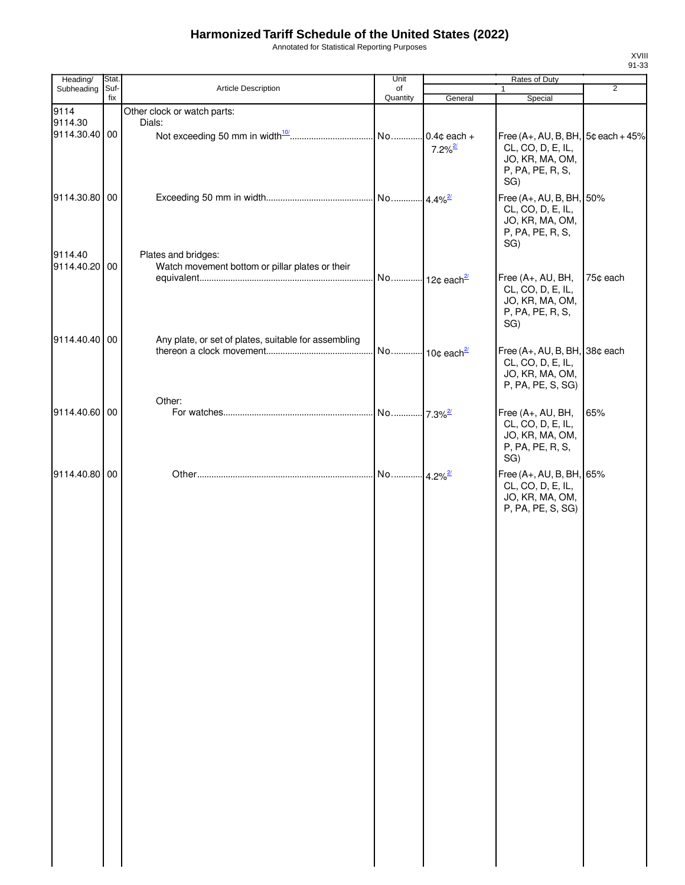# Harmonized Tariff Schedule of the United States (2022)

Annotated for Statistical Reporting Purposes

XVIII
91-33

| Heading/ Subheading | Stat. Suf- fix | Article Description | Unit of Quantity | Rates of Duty 1 General | Special | 2 |
|---|---|---|---|---|---|---|
| 9114 | | Other clock or watch parts: | | | | |
| 9114.30 | | Dials: | | | | |
| 9114.30.40 | 00 | Not exceeding 50 mm in width[10/] | No. | 0.4¢ each + 7.2%[2/] | Free (A+, AU, B, BH, CL, CO, D, E, IL, JO, KR, MA, OM, P, PA, PE, R, S, SG) | 5¢ each + 45% |
| 9114.30.80 | 00 | Exceeding 50 mm in width | No. | 4.4%[2/] | Free (A+, AU, B, BH, CL, CO, D, E, IL, JO, KR, MA, OM, P, PA, PE, R, S, SG) | 50% |
| 9114.40 | | Plates and bridges: | | | | |
| 9114.40.20 | 00 | Watch movement bottom or pillar plates or their equivalent | No. | 12¢ each[2/] | Free (A+, AU, BH, CL, CO, D, E, IL, JO, KR, MA, OM, P, PA, PE, R, S, SG) | 75¢ each |
| 9114.40.40 | 00 | Any plate, or set of plates, suitable for assembling thereon a clock movement | No. | 10¢ each[2/] | Free (A+, AU, B, BH, CL, CO, D, E, IL, JO, KR, MA, OM, P, PA, PE, S, SG) | 38¢ each |
| | | Other: | | | | |
| 9114.40.60 | 00 | For watches | No. | 7.3%[2/] | Free (A+, AU, BH, CL, CO, D, E, IL, JO, KR, MA, OM, P, PA, PE, R, S, SG) | 65% |
| 9114.40.80 | 00 | Other | No. | 4.2%[2/] | Free (A+, AU, B, BH, CL, CO, D, E, IL, JO, KR, MA, OM, P, PA, PE, S, SG) | 65% |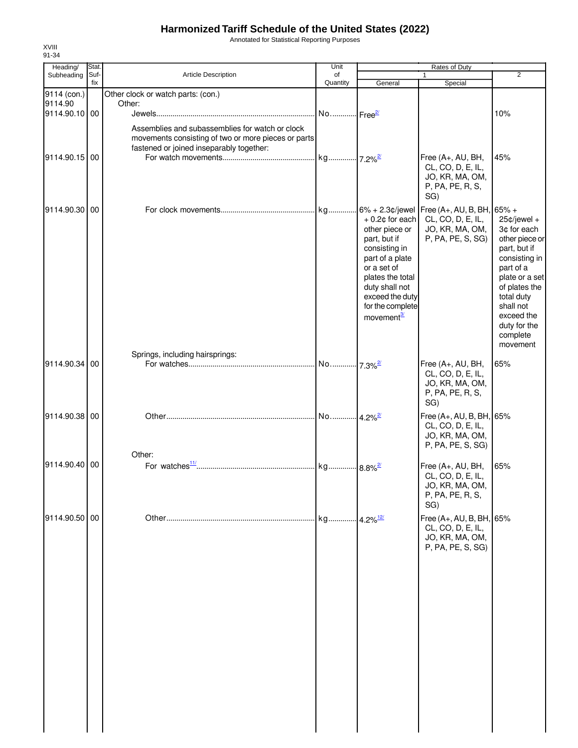# Harmonized Tariff Schedule of the United States (2022)

Annotated for Statistical Reporting Purposes

XVIII
91-34

| Heading/ Subheading | Stat. Suf- fix | Article Description | Unit of Quantity | Rates of Duty 1 General | Special | 2 |
|---|---|---|---|---|---|---|
| 9114 (con.) | | Other clock or watch parts: (con.) | | | | |
| 9114.90 | | Other: | | | | |
| 9114.90.10 | 00 | Jewels | No. | Free[2/] | | 10% |
| | | Assemblies and subassemblies for watch or clock movements consisting of two or more pieces or parts fastened or joined inseparably together: | | | | |
| 9114.90.15 | 00 | For watch movements | kg | 7.2%[2/] | Free (A+, AU, BH, CL, CO, D, E, IL, JO, KR, MA, OM, P, PA, PE, R, S, SG) | 45% |
| 9114.90.30 | 00 | For clock movements | kg | 6% + 2.3¢/jewel + 0.2¢ for each other piece or part, but if consisting in part of a plate or a set of plates the total duty shall not exceed the duty for the complete movement[3/] | Free (A+, AU, B, BH, CL, CO, D, E, IL, JO, KR, MA, OM, P, PA, PE, S, SG) | 65% + 25¢/jewel + 3¢ for each other piece or part, but if consisting in part of a plate or a set of plates the total duty shall not exceed the duty for the complete movement |
| | | Springs, including hairsprings: | | | | |
| 9114.90.34 | 00 | For watches | No. | 7.3%[2/] | Free (A+, AU, BH, CL, CO, D, E, IL, JO, KR, MA, OM, P, PA, PE, R, S, SG) | 65% |
| 9114.90.38 | 00 | Other | No. | 4.2%[2/] | Free (A+, AU, B, BH, CL, CO, D, E, IL, JO, KR, MA, OM, P, PA, PE, S, SG) | 65% |
| | | Other: | | | | |
| 9114.90.40 | 00 | For watches[11/] | kg | 8.8%[2/] | Free (A+, AU, BH, CL, CO, D, E, IL, JO, KR, MA, OM, P, PA, PE, R, S, SG) | 65% |
| 9114.90.50 | 00 | Other | kg | 4.2%[12/] | Free (A+, AU, B, BH, CL, CO, D, E, IL, JO, KR, MA, OM, P, PA, PE, S, SG) | 65% |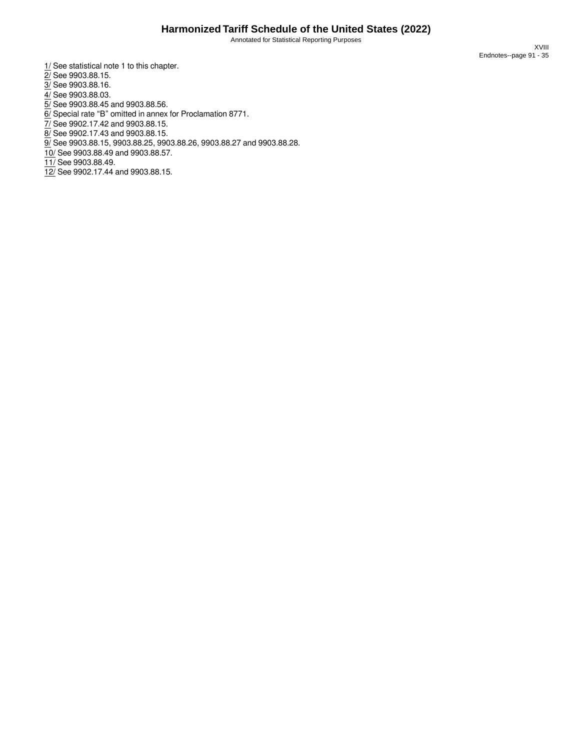1/ See statistical note 1 to this chapter.
2/ See 9903.88.15.
3/ See 9903.88.16.
4/ See 9903.88.03.
5/ See 9903.88.45 and 9903.88.56.
6/ Special rate "B" omitted in annex for Proclamation 8771.
7/ See 9902.17.42 and 9903.88.15.
8/ See 9902.17.43 and 9903.88.15.
9/ See 9903.88.15, 9903.88.25, 9903.88.26, 9903.88.27 and 9903.88.28.
10/ See 9903.88.49 and 9903.88.57.
11/ See 9903.88.49.
12/ See 9902.17.44 and 9903.88.15.